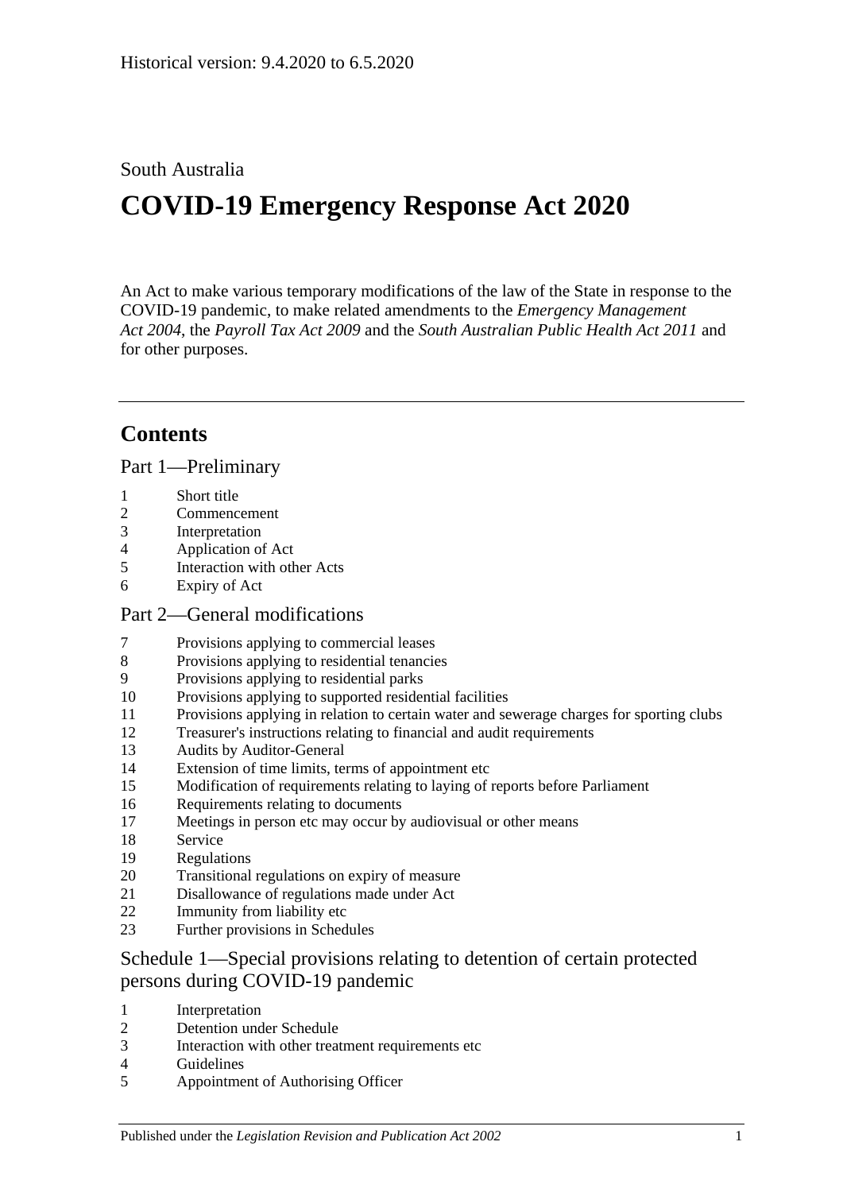Historical version: 9.4.2020 to 6.5.2020

South Australia

# COVID-19 Emergency Response Act 2020

An Act to make various temporary modifications of the law of the State in response to the COVID-19 pandemic, to make related amendments to the *Emergency Management Act 2004*, the *Payroll Tax Act 2009* and the *South Australian Public Health Act 2011* and for other purposes.

## Contents

### Part 1—Preliminary

1 Short title
2 Commencement
3 Interpretation
4 Application of Act
5 Interaction with other Acts
6 Expiry of Act

### Part 2—General modifications

7 Provisions applying to commercial leases
8 Provisions applying to residential tenancies
9 Provisions applying to residential parks
10 Provisions applying to supported residential facilities
11 Provisions applying in relation to certain water and sewerage charges for sporting clubs
12 Treasurer's instructions relating to financial and audit requirements
13 Audits by Auditor-General
14 Extension of time limits, terms of appointment etc
15 Modification of requirements relating to laying of reports before Parliament
16 Requirements relating to documents
17 Meetings in person etc may occur by audiovisual or other means
18 Service
19 Regulations
20 Transitional regulations on expiry of measure
21 Disallowance of regulations made under Act
22 Immunity from liability etc
23 Further provisions in Schedules

### Schedule 1—Special provisions relating to detention of certain protected persons during COVID-19 pandemic

1 Interpretation
2 Detention under Schedule
3 Interaction with other treatment requirements etc
4 Guidelines
5 Appointment of Authorising Officer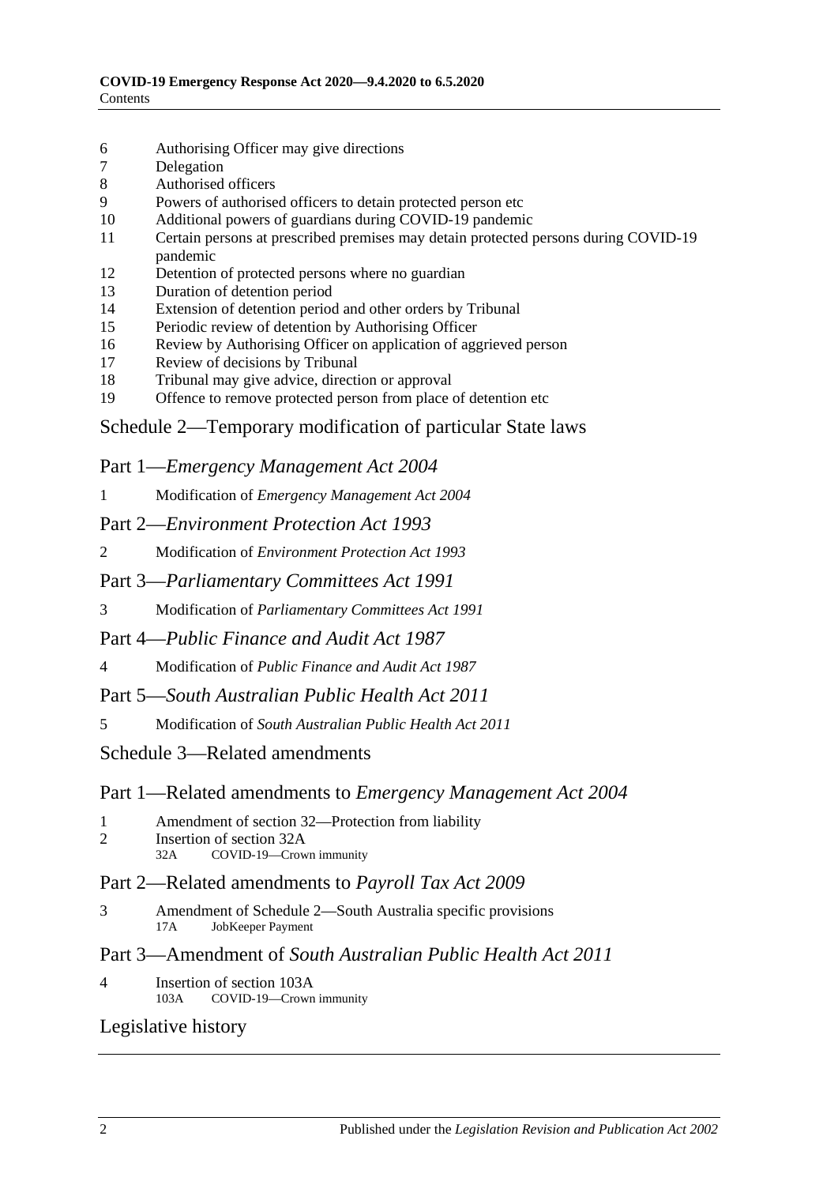6 Authorising Officer may give directions
7 Delegation
8 Authorised officers
9 Powers of authorised officers to detain protected person etc
10 Additional powers of guardians during COVID-19 pandemic
11 Certain persons at prescribed premises may detain protected persons during COVID-19 pandemic
12 Detention of protected persons where no guardian
13 Duration of detention period
14 Extension of detention period and other orders by Tribunal
15 Periodic review of detention by Authorising Officer
16 Review by Authorising Officer on application of aggrieved person
17 Review of decisions by Tribunal
18 Tribunal may give advice, direction or approval
19 Offence to remove protected person from place of detention etc

## Schedule 2—Temporary modification of particular State laws

### Part 1—*Emergency Management Act 2004*

1 Modification of *Emergency Management Act 2004*

### Part 2—*Environment Protection Act 1993*

2 Modification of *Environment Protection Act 1993*

### Part 3—*Parliamentary Committees Act 1991*

3 Modification of *Parliamentary Committees Act 1991*

### Part 4—*Public Finance and Audit Act 1987*

4 Modification of *Public Finance and Audit Act 1987*

### Part 5—*South Australian Public Health Act 2011*

5 Modification of *South Australian Public Health Act 2011*

## Schedule 3—Related amendments

### Part 1—Related amendments to *Emergency Management Act 2004*

1 Amendment of section 32—Protection from liability
2 Insertion of section 32A
   32A COVID-19—Crown immunity

### Part 2—Related amendments to *Payroll Tax Act 2009*

3 Amendment of Schedule 2—South Australia specific provisions
   17A JobKeeper Payment

### Part 3—Amendment of *South Australian Public Health Act 2011*

4 Insertion of section 103A
   103A COVID-19—Crown immunity

## Legislative history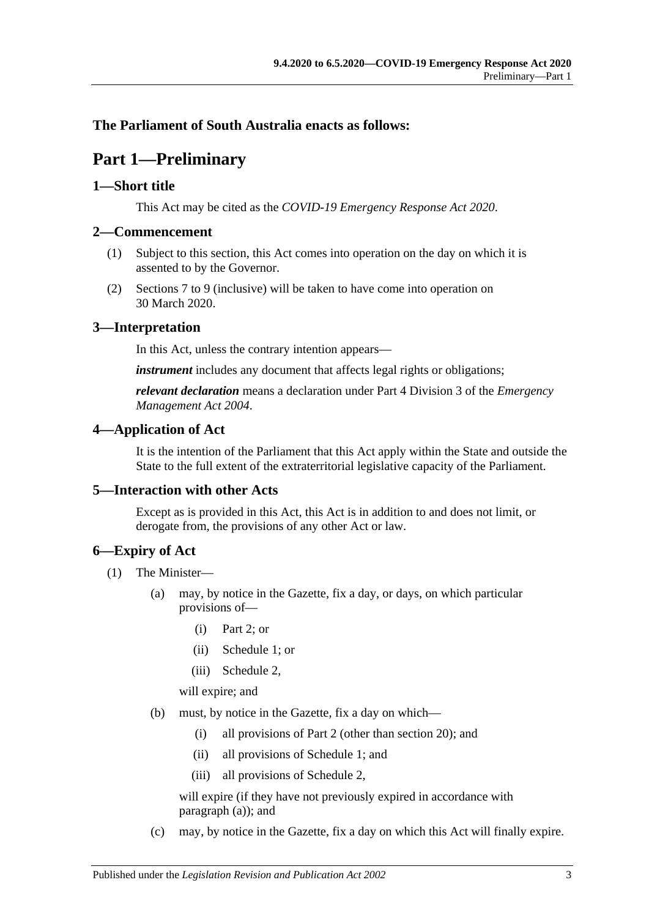**The Parliament of South Australia enacts as follows:**

# Part 1—Preliminary

## 1—Short title

This Act may be cited as the *COVID-19 Emergency Response Act 2020*.

## 2—Commencement

(1) Subject to this section, this Act comes into operation on the day on which it is assented to by the Governor.

(2) Sections 7 to 9 (inclusive) will be taken to have come into operation on 30 March 2020.

## 3—Interpretation

In this Act, unless the contrary intention appears—

***instrument*** includes any document that affects legal rights or obligations;

***relevant declaration*** means a declaration under Part 4 Division 3 of the *Emergency Management Act 2004*.

## 4—Application of Act

It is the intention of the Parliament that this Act apply within the State and outside the State to the full extent of the extraterritorial legislative capacity of the Parliament.

## 5—Interaction with other Acts

Except as is provided in this Act, this Act is in addition to and does not limit, or derogate from, the provisions of any other Act or law.

## 6—Expiry of Act

(1) The Minister—

- (a) may, by notice in the Gazette, fix a day, or days, on which particular provisions of—
  - (i) Part 2; or
  - (ii) Schedule 1; or
  - (iii) Schedule 2,

  will expire; and

- (b) must, by notice in the Gazette, fix a day on which—
  - (i) all provisions of Part 2 (other than section 20); and
  - (ii) all provisions of Schedule 1; and
  - (iii) all provisions of Schedule 2,

  will expire (if they have not previously expired in accordance with paragraph (a)); and

- (c) may, by notice in the Gazette, fix a day on which this Act will finally expire.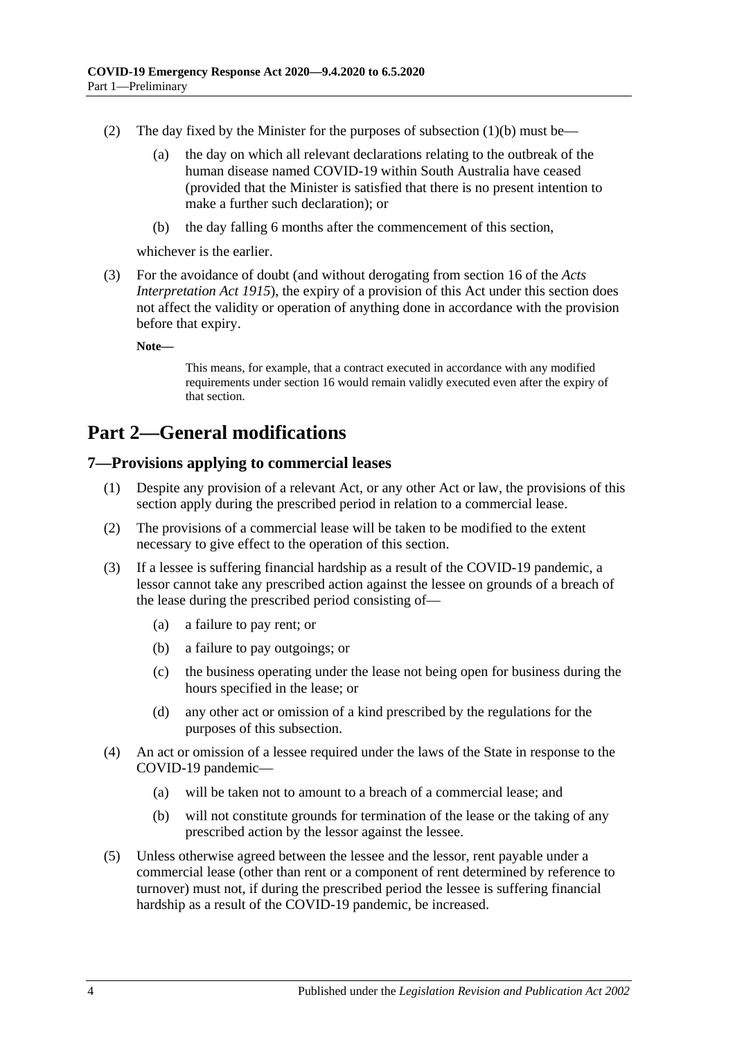(2) The day fixed by the Minister for the purposes of subsection (1)(b) must be—

(a) the day on which all relevant declarations relating to the outbreak of the human disease named COVID-19 within South Australia have ceased (provided that the Minister is satisfied that there is no present intention to make a further such declaration); or

(b) the day falling 6 months after the commencement of this section,

whichever is the earlier.

(3) For the avoidance of doubt (and without derogating from section 16 of the *Acts Interpretation Act 1915*), the expiry of a provision of this Act under this section does not affect the validity or operation of anything done in accordance with the provision before that expiry.

**Note—**

This means, for example, that a contract executed in accordance with any modified requirements under section 16 would remain validly executed even after the expiry of that section.

# Part 2—General modifications

## 7—Provisions applying to commercial leases

(1) Despite any provision of a relevant Act, or any other Act or law, the provisions of this section apply during the prescribed period in relation to a commercial lease.

(2) The provisions of a commercial lease will be taken to be modified to the extent necessary to give effect to the operation of this section.

(3) If a lessee is suffering financial hardship as a result of the COVID-19 pandemic, a lessor cannot take any prescribed action against the lessee on grounds of a breach of the lease during the prescribed period consisting of—

(a) a failure to pay rent; or

(b) a failure to pay outgoings; or

(c) the business operating under the lease not being open for business during the hours specified in the lease; or

(d) any other act or omission of a kind prescribed by the regulations for the purposes of this subsection.

(4) An act or omission of a lessee required under the laws of the State in response to the COVID-19 pandemic—

(a) will be taken not to amount to a breach of a commercial lease; and

(b) will not constitute grounds for termination of the lease or the taking of any prescribed action by the lessor against the lessee.

(5) Unless otherwise agreed between the lessee and the lessor, rent payable under a commercial lease (other than rent or a component of rent determined by reference to turnover) must not, if during the prescribed period the lessee is suffering financial hardship as a result of the COVID-19 pandemic, be increased.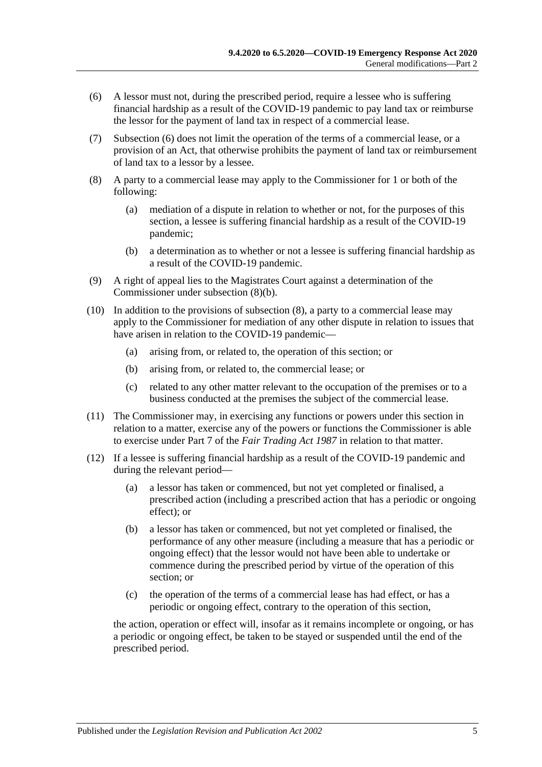(6) A lessor must not, during the prescribed period, require a lessee who is suffering financial hardship as a result of the COVID-19 pandemic to pay land tax or reimburse the lessor for the payment of land tax in respect of a commercial lease.

(7) Subsection (6) does not limit the operation of the terms of a commercial lease, or a provision of an Act, that otherwise prohibits the payment of land tax or reimbursement of land tax to a lessor by a lessee.

(8) A party to a commercial lease may apply to the Commissioner for 1 or both of the following:

(a) mediation of a dispute in relation to whether or not, for the purposes of this section, a lessee is suffering financial hardship as a result of the COVID-19 pandemic;

(b) a determination as to whether or not a lessee is suffering financial hardship as a result of the COVID-19 pandemic.

(9) A right of appeal lies to the Magistrates Court against a determination of the Commissioner under subsection (8)(b).

(10) In addition to the provisions of subsection (8), a party to a commercial lease may apply to the Commissioner for mediation of any other dispute in relation to issues that have arisen in relation to the COVID-19 pandemic—

(a) arising from, or related to, the operation of this section; or

(b) arising from, or related to, the commercial lease; or

(c) related to any other matter relevant to the occupation of the premises or to a business conducted at the premises the subject of the commercial lease.

(11) The Commissioner may, in exercising any functions or powers under this section in relation to a matter, exercise any of the powers or functions the Commissioner is able to exercise under Part 7 of the *Fair Trading Act 1987* in relation to that matter.

(12) If a lessee is suffering financial hardship as a result of the COVID-19 pandemic and during the relevant period—

(a) a lessor has taken or commenced, but not yet completed or finalised, a prescribed action (including a prescribed action that has a periodic or ongoing effect); or

(b) a lessor has taken or commenced, but not yet completed or finalised, the performance of any other measure (including a measure that has a periodic or ongoing effect) that the lessor would not have been able to undertake or commence during the prescribed period by virtue of the operation of this section; or

(c) the operation of the terms of a commercial lease has had effect, or has a periodic or ongoing effect, contrary to the operation of this section,

the action, operation or effect will, insofar as it remains incomplete or ongoing, or has a periodic or ongoing effect, be taken to be stayed or suspended until the end of the prescribed period.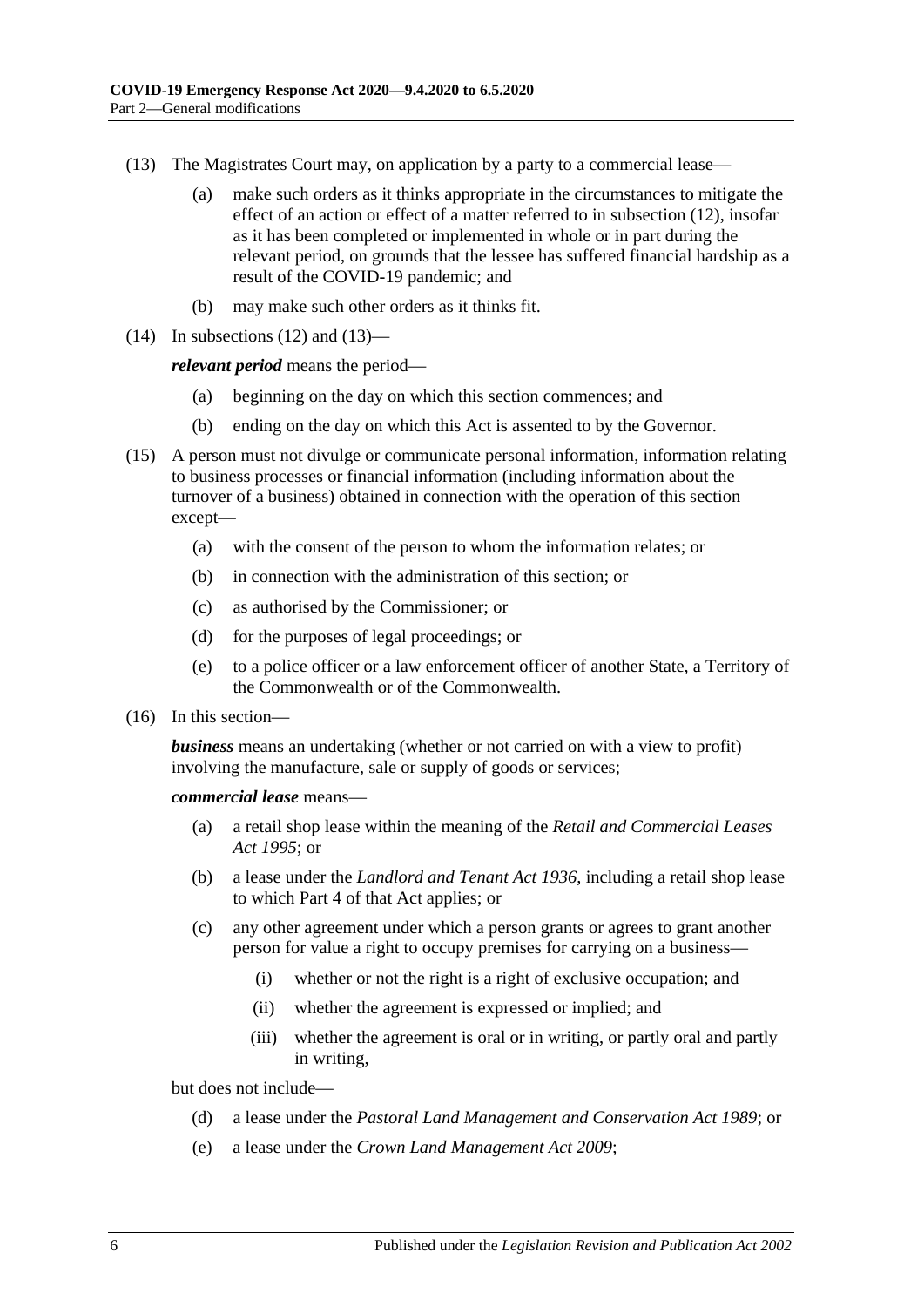(13) The Magistrates Court may, on application by a party to a commercial lease—

(a) make such orders as it thinks appropriate in the circumstances to mitigate the effect of an action or effect of a matter referred to in subsection (12), insofar as it has been completed or implemented in whole or in part during the relevant period, on grounds that the lessee has suffered financial hardship as a result of the COVID-19 pandemic; and

(b) may make such other orders as it thinks fit.

(14) In subsections (12) and (13)—

***relevant period*** means the period—

(a) beginning on the day on which this section commences; and

(b) ending on the day on which this Act is assented to by the Governor.

(15) A person must not divulge or communicate personal information, information relating to business processes or financial information (including information about the turnover of a business) obtained in connection with the operation of this section except—

(a) with the consent of the person to whom the information relates; or

(b) in connection with the administration of this section; or

(c) as authorised by the Commissioner; or

(d) for the purposes of legal proceedings; or

(e) to a police officer or a law enforcement officer of another State, a Territory of the Commonwealth or of the Commonwealth.

(16) In this section—

***business*** means an undertaking (whether or not carried on with a view to profit) involving the manufacture, sale or supply of goods or services;

***commercial lease*** means—

(a) a retail shop lease within the meaning of the *Retail and Commercial Leases Act 1995*; or

(b) a lease under the *Landlord and Tenant Act 1936*, including a retail shop lease to which Part 4 of that Act applies; or

(c) any other agreement under which a person grants or agrees to grant another person for value a right to occupy premises for carrying on a business—

(i) whether or not the right is a right of exclusive occupation; and

(ii) whether the agreement is expressed or implied; and

(iii) whether the agreement is oral or in writing, or partly oral and partly in writing,

but does not include—

(d) a lease under the *Pastoral Land Management and Conservation Act 1989*; or

(e) a lease under the *Crown Land Management Act 2009*;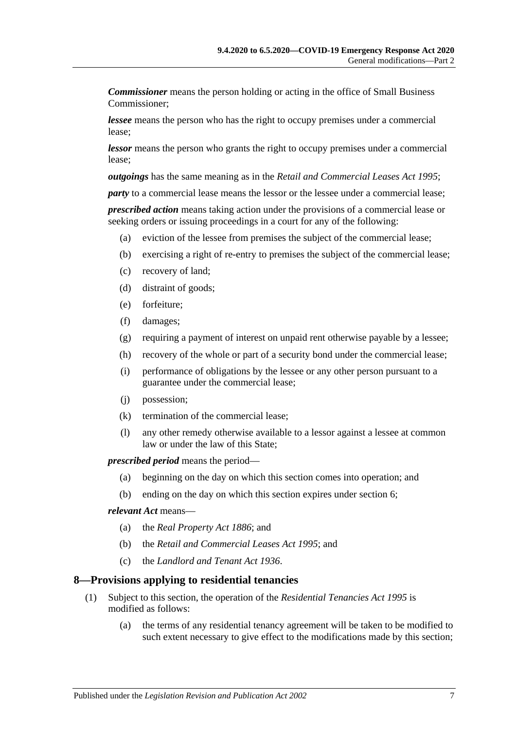***Commissioner*** means the person holding or acting in the office of Small Business Commissioner;

***lessee*** means the person who has the right to occupy premises under a commercial lease;

***lessor*** means the person who grants the right to occupy premises under a commercial lease;

***outgoings*** has the same meaning as in the *Retail and Commercial Leases Act 1995*;

***party*** to a commercial lease means the lessor or the lessee under a commercial lease;

***prescribed action*** means taking action under the provisions of a commercial lease or seeking orders or issuing proceedings in a court for any of the following:

- (a) eviction of the lessee from premises the subject of the commercial lease;
- (b) exercising a right of re-entry to premises the subject of the commercial lease;
- (c) recovery of land;
- (d) distraint of goods;
- (e) forfeiture;
- (f) damages;
- (g) requiring a payment of interest on unpaid rent otherwise payable by a lessee;
- (h) recovery of the whole or part of a security bond under the commercial lease;
- (i) performance of obligations by the lessee or any other person pursuant to a guarantee under the commercial lease;
- (j) possession;
- (k) termination of the commercial lease;
- (l) any other remedy otherwise available to a lessor against a lessee at common law or under the law of this State;

***prescribed period*** means the period—

- (a) beginning on the day on which this section comes into operation; and
- (b) ending on the day on which this section expires under section 6;

***relevant Act*** means—

- (a) the *Real Property Act 1886*; and
- (b) the *Retail and Commercial Leases Act 1995*; and
- (c) the *Landlord and Tenant Act 1936*.

## 8—Provisions applying to residential tenancies

(1) Subject to this section, the operation of the *Residential Tenancies Act 1995* is modified as follows:

- (a) the terms of any residential tenancy agreement will be taken to be modified to such extent necessary to give effect to the modifications made by this section;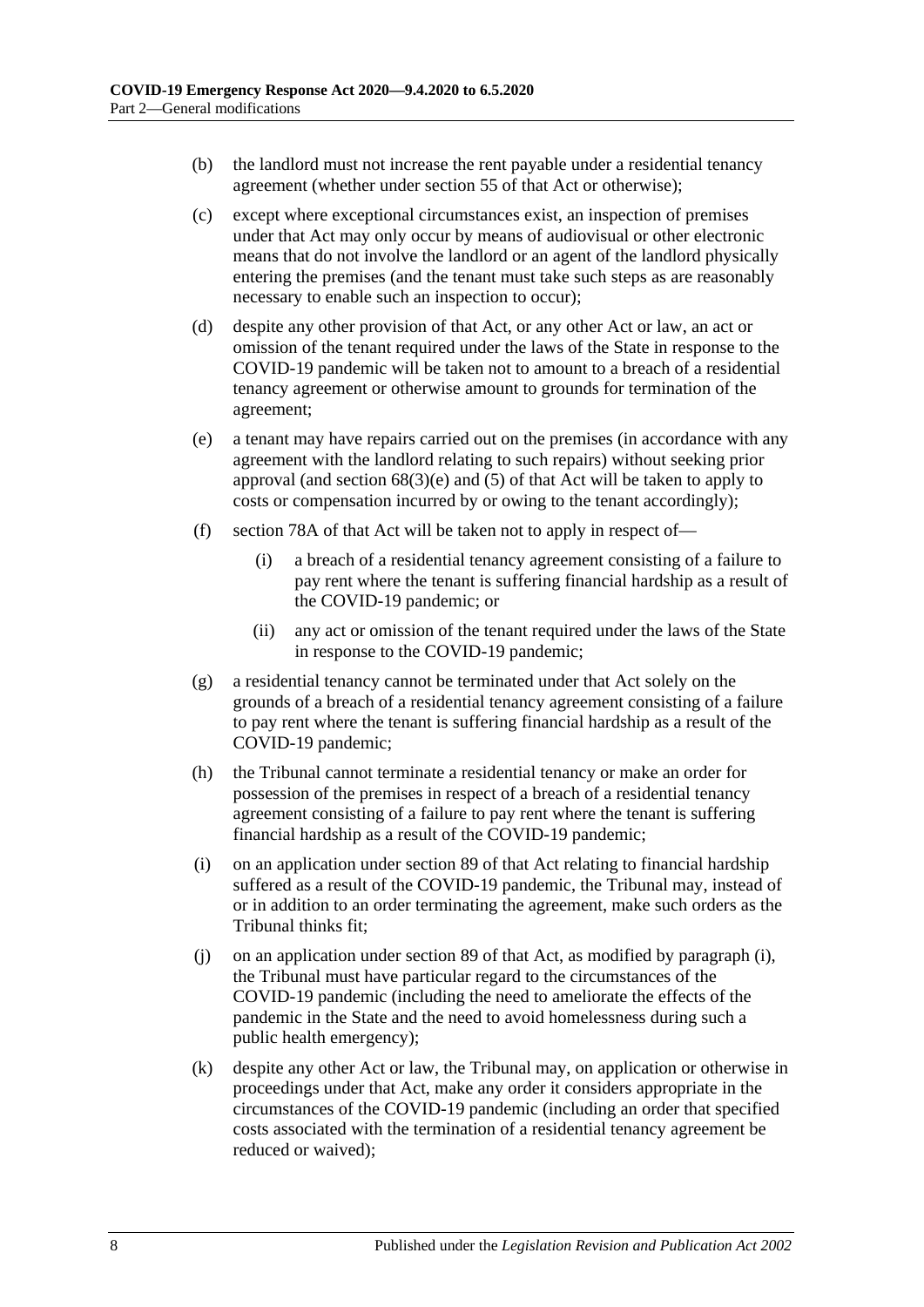(b) the landlord must not increase the rent payable under a residential tenancy agreement (whether under section 55 of that Act or otherwise);

(c) except where exceptional circumstances exist, an inspection of premises under that Act may only occur by means of audiovisual or other electronic means that do not involve the landlord or an agent of the landlord physically entering the premises (and the tenant must take such steps as are reasonably necessary to enable such an inspection to occur);

(d) despite any other provision of that Act, or any other Act or law, an act or omission of the tenant required under the laws of the State in response to the COVID-19 pandemic will be taken not to amount to a breach of a residential tenancy agreement or otherwise amount to grounds for termination of the agreement;

(e) a tenant may have repairs carried out on the premises (in accordance with any agreement with the landlord relating to such repairs) without seeking prior approval (and section 68(3)(e) and (5) of that Act will be taken to apply to costs or compensation incurred by or owing to the tenant accordingly);

(f) section 78A of that Act will be taken not to apply in respect of—

  (i) a breach of a residential tenancy agreement consisting of a failure to pay rent where the tenant is suffering financial hardship as a result of the COVID-19 pandemic; or

  (ii) any act or omission of the tenant required under the laws of the State in response to the COVID-19 pandemic;

(g) a residential tenancy cannot be terminated under that Act solely on the grounds of a breach of a residential tenancy agreement consisting of a failure to pay rent where the tenant is suffering financial hardship as a result of the COVID-19 pandemic;

(h) the Tribunal cannot terminate a residential tenancy or make an order for possession of the premises in respect of a breach of a residential tenancy agreement consisting of a failure to pay rent where the tenant is suffering financial hardship as a result of the COVID-19 pandemic;

(i) on an application under section 89 of that Act relating to financial hardship suffered as a result of the COVID-19 pandemic, the Tribunal may, instead of or in addition to an order terminating the agreement, make such orders as the Tribunal thinks fit;

(j) on an application under section 89 of that Act, as modified by paragraph (i), the Tribunal must have particular regard to the circumstances of the COVID-19 pandemic (including the need to ameliorate the effects of the pandemic in the State and the need to avoid homelessness during such a public health emergency);

(k) despite any other Act or law, the Tribunal may, on application or otherwise in proceedings under that Act, make any order it considers appropriate in the circumstances of the COVID-19 pandemic (including an order that specified costs associated with the termination of a residential tenancy agreement be reduced or waived);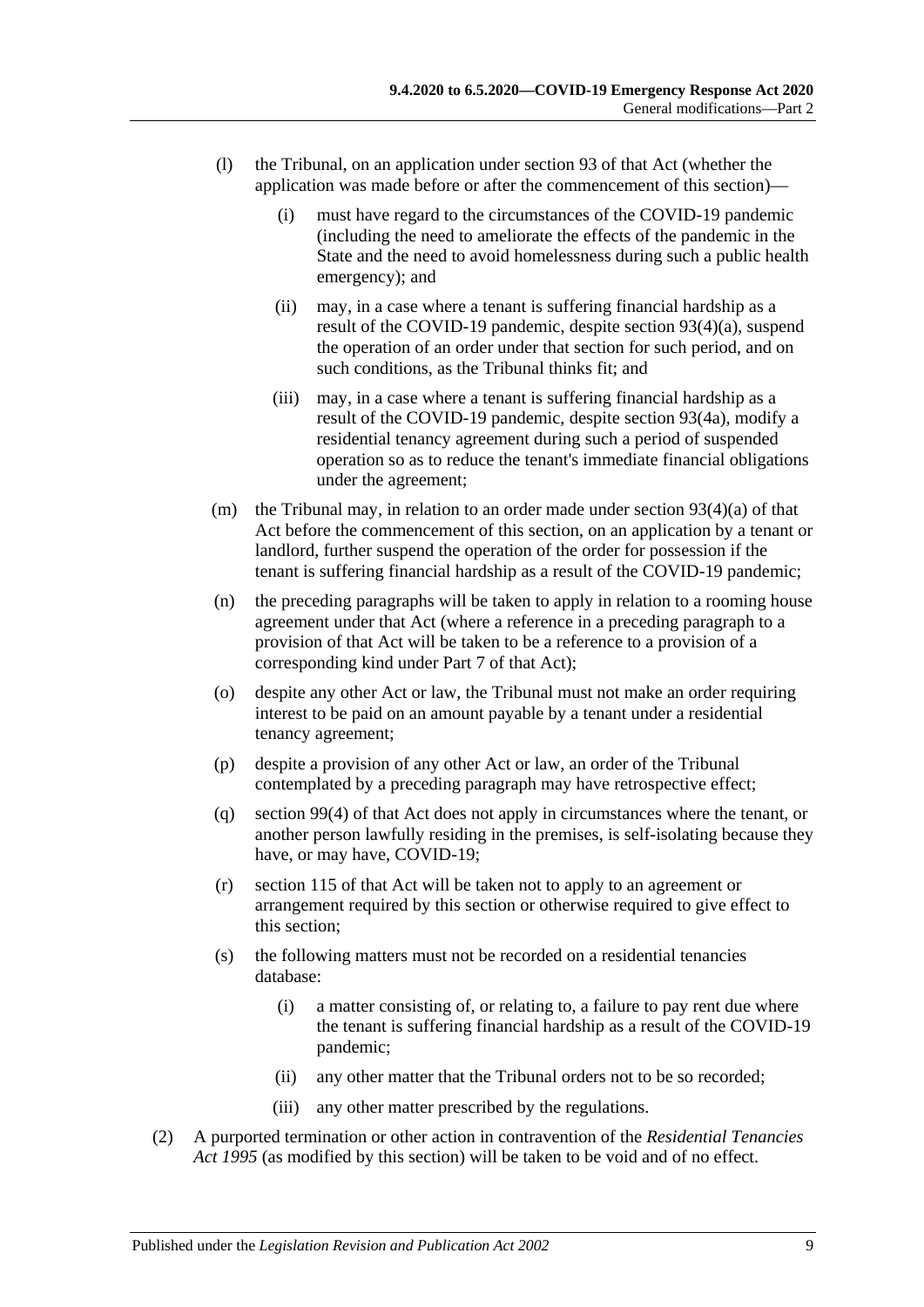(l) the Tribunal, on an application under section 93 of that Act (whether the application was made before or after the commencement of this section)—

  (i) must have regard to the circumstances of the COVID-19 pandemic (including the need to ameliorate the effects of the pandemic in the State and the need to avoid homelessness during such a public health emergency); and

  (ii) may, in a case where a tenant is suffering financial hardship as a result of the COVID-19 pandemic, despite section 93(4)(a), suspend the operation of an order under that section for such period, and on such conditions, as the Tribunal thinks fit; and

  (iii) may, in a case where a tenant is suffering financial hardship as a result of the COVID-19 pandemic, despite section 93(4a), modify a residential tenancy agreement during such a period of suspended operation so as to reduce the tenant's immediate financial obligations under the agreement;

(m) the Tribunal may, in relation to an order made under section 93(4)(a) of that Act before the commencement of this section, on an application by a tenant or landlord, further suspend the operation of the order for possession if the tenant is suffering financial hardship as a result of the COVID-19 pandemic;

(n) the preceding paragraphs will be taken to apply in relation to a rooming house agreement under that Act (where a reference in a preceding paragraph to a provision of that Act will be taken to be a reference to a provision of a corresponding kind under Part 7 of that Act);

(o) despite any other Act or law, the Tribunal must not make an order requiring interest to be paid on an amount payable by a tenant under a residential tenancy agreement;

(p) despite a provision of any other Act or law, an order of the Tribunal contemplated by a preceding paragraph may have retrospective effect;

(q) section 99(4) of that Act does not apply in circumstances where the tenant, or another person lawfully residing in the premises, is self-isolating because they have, or may have, COVID-19;

(r) section 115 of that Act will be taken not to apply to an agreement or arrangement required by this section or otherwise required to give effect to this section;

(s) the following matters must not be recorded on a residential tenancies database:

  (i) a matter consisting of, or relating to, a failure to pay rent due where the tenant is suffering financial hardship as a result of the COVID-19 pandemic;

  (ii) any other matter that the Tribunal orders not to be so recorded;

  (iii) any other matter prescribed by the regulations.

(2) A purported termination or other action in contravention of the *Residential Tenancies Act 1995* (as modified by this section) will be taken to be void and of no effect.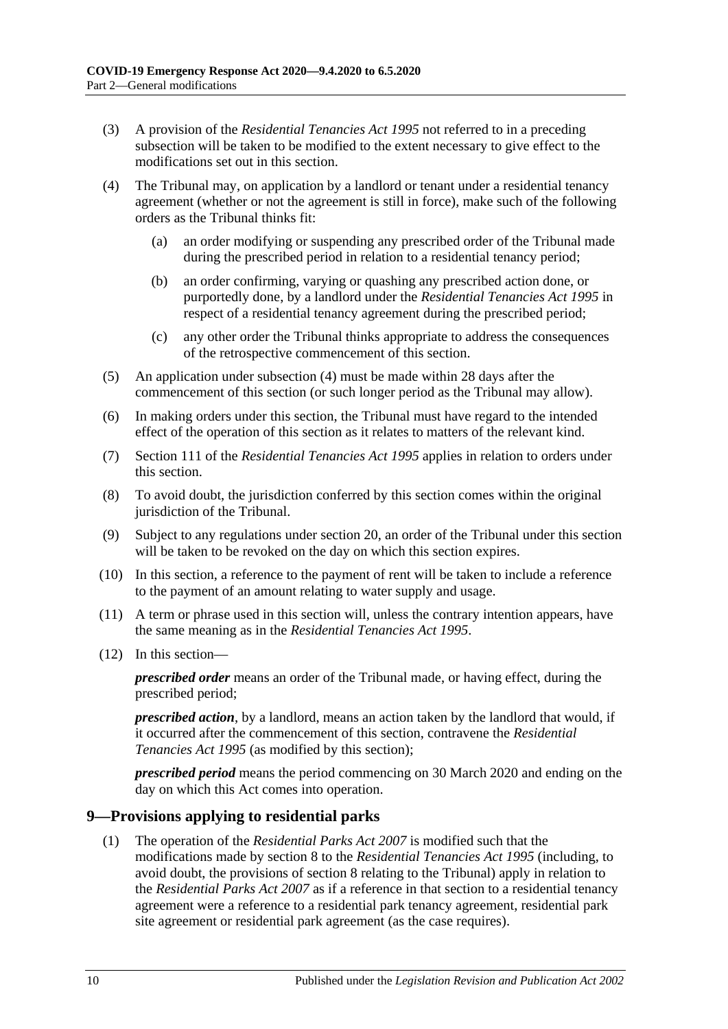(3) A provision of the *Residential Tenancies Act 1995* not referred to in a preceding subsection will be taken to be modified to the extent necessary to give effect to the modifications set out in this section.

(4) The Tribunal may, on application by a landlord or tenant under a residential tenancy agreement (whether or not the agreement is still in force), make such of the following orders as the Tribunal thinks fit:

(a) an order modifying or suspending any prescribed order of the Tribunal made during the prescribed period in relation to a residential tenancy period;

(b) an order confirming, varying or quashing any prescribed action done, or purportedly done, by a landlord under the *Residential Tenancies Act 1995* in respect of a residential tenancy agreement during the prescribed period;

(c) any other order the Tribunal thinks appropriate to address the consequences of the retrospective commencement of this section.

(5) An application under subsection (4) must be made within 28 days after the commencement of this section (or such longer period as the Tribunal may allow).

(6) In making orders under this section, the Tribunal must have regard to the intended effect of the operation of this section as it relates to matters of the relevant kind.

(7) Section 111 of the *Residential Tenancies Act 1995* applies in relation to orders under this section.

(8) To avoid doubt, the jurisdiction conferred by this section comes within the original jurisdiction of the Tribunal.

(9) Subject to any regulations under section 20, an order of the Tribunal under this section will be taken to be revoked on the day on which this section expires.

(10) In this section, a reference to the payment of rent will be taken to include a reference to the payment of an amount relating to water supply and usage.

(11) A term or phrase used in this section will, unless the contrary intention appears, have the same meaning as in the *Residential Tenancies Act 1995*.

(12) In this section—

***prescribed order*** means an order of the Tribunal made, or having effect, during the prescribed period;

***prescribed action***, by a landlord, means an action taken by the landlord that would, if it occurred after the commencement of this section, contravene the *Residential Tenancies Act 1995* (as modified by this section);

***prescribed period*** means the period commencing on 30 March 2020 and ending on the day on which this Act comes into operation.

## 9—Provisions applying to residential parks

(1) The operation of the *Residential Parks Act 2007* is modified such that the modifications made by section 8 to the *Residential Tenancies Act 1995* (including, to avoid doubt, the provisions of section 8 relating to the Tribunal) apply in relation to the *Residential Parks Act 2007* as if a reference in that section to a residential tenancy agreement were a reference to a residential park tenancy agreement, residential park site agreement or residential park agreement (as the case requires).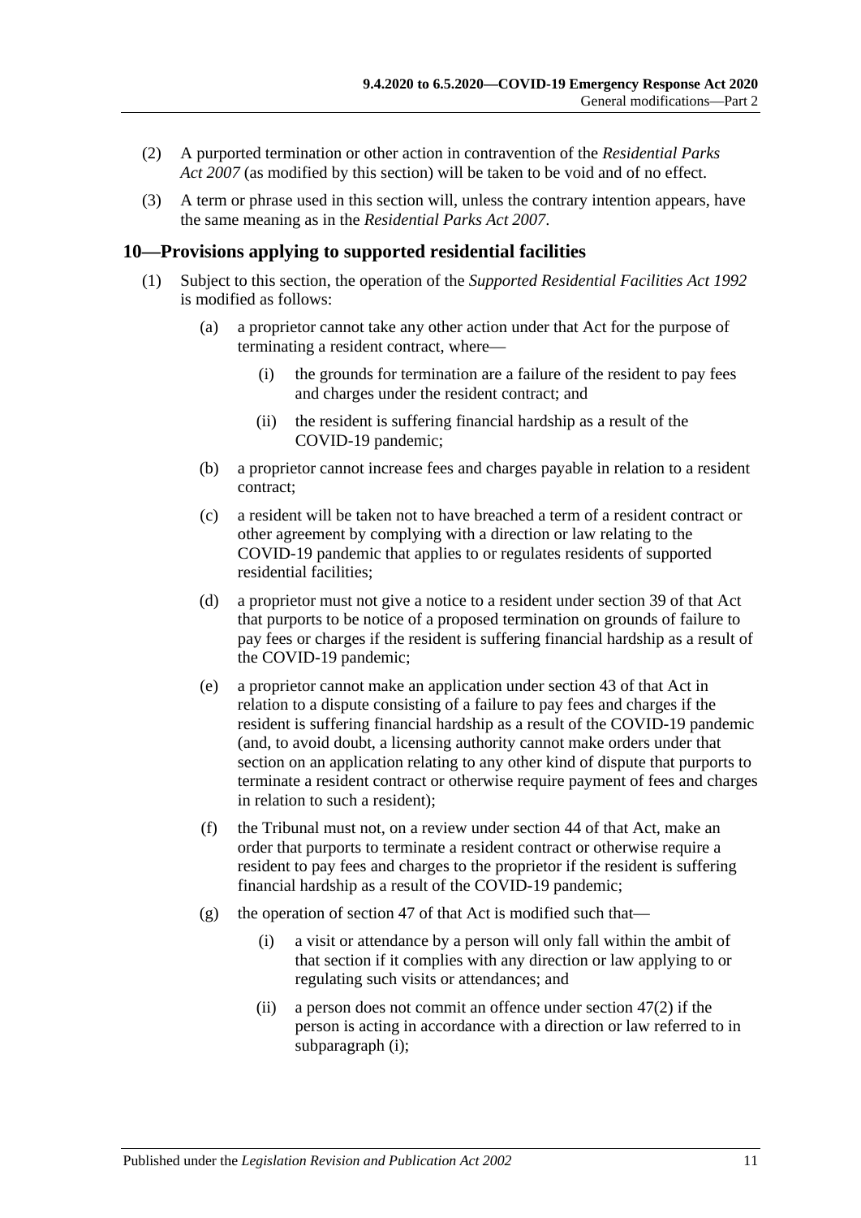(2) A purported termination or other action in contravention of the *Residential Parks Act 2007* (as modified by this section) will be taken to be void and of no effect.

(3) A term or phrase used in this section will, unless the contrary intention appears, have the same meaning as in the *Residential Parks Act 2007*.

## 10—Provisions applying to supported residential facilities

(1) Subject to this section, the operation of the *Supported Residential Facilities Act 1992* is modified as follows:

- (a) a proprietor cannot take any other action under that Act for the purpose of terminating a resident contract, where—
  - (i) the grounds for termination are a failure of the resident to pay fees and charges under the resident contract; and
  - (ii) the resident is suffering financial hardship as a result of the COVID-19 pandemic;
- (b) a proprietor cannot increase fees and charges payable in relation to a resident contract;
- (c) a resident will be taken not to have breached a term of a resident contract or other agreement by complying with a direction or law relating to the COVID-19 pandemic that applies to or regulates residents of supported residential facilities;
- (d) a proprietor must not give a notice to a resident under section 39 of that Act that purports to be notice of a proposed termination on grounds of failure to pay fees or charges if the resident is suffering financial hardship as a result of the COVID-19 pandemic;
- (e) a proprietor cannot make an application under section 43 of that Act in relation to a dispute consisting of a failure to pay fees and charges if the resident is suffering financial hardship as a result of the COVID-19 pandemic (and, to avoid doubt, a licensing authority cannot make orders under that section on an application relating to any other kind of dispute that purports to terminate a resident contract or otherwise require payment of fees and charges in relation to such a resident);
- (f) the Tribunal must not, on a review under section 44 of that Act, make an order that purports to terminate a resident contract or otherwise require a resident to pay fees and charges to the proprietor if the resident is suffering financial hardship as a result of the COVID-19 pandemic;
- (g) the operation of section 47 of that Act is modified such that—
  - (i) a visit or attendance by a person will only fall within the ambit of that section if it complies with any direction or law applying to or regulating such visits or attendances; and
  - (ii) a person does not commit an offence under section 47(2) if the person is acting in accordance with a direction or law referred to in subparagraph (i);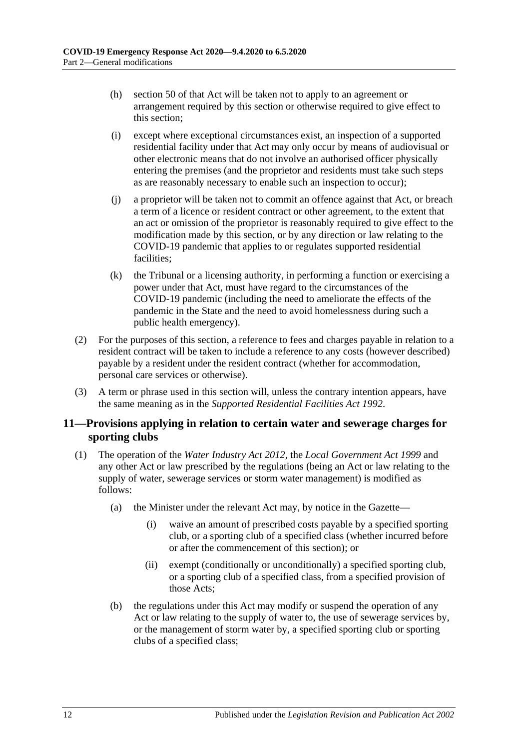(h) section 50 of that Act will be taken not to apply to an agreement or arrangement required by this section or otherwise required to give effect to this section;

(i) except where exceptional circumstances exist, an inspection of a supported residential facility under that Act may only occur by means of audiovisual or other electronic means that do not involve an authorised officer physically entering the premises (and the proprietor and residents must take such steps as are reasonably necessary to enable such an inspection to occur);

(j) a proprietor will be taken not to commit an offence against that Act, or breach a term of a licence or resident contract or other agreement, to the extent that an act or omission of the proprietor is reasonably required to give effect to the modification made by this section, or by any direction or law relating to the COVID-19 pandemic that applies to or regulates supported residential facilities;

(k) the Tribunal or a licensing authority, in performing a function or exercising a power under that Act, must have regard to the circumstances of the COVID-19 pandemic (including the need to ameliorate the effects of the pandemic in the State and the need to avoid homelessness during such a public health emergency).

(2) For the purposes of this section, a reference to fees and charges payable in relation to a resident contract will be taken to include a reference to any costs (however described) payable by a resident under the resident contract (whether for accommodation, personal care services or otherwise).

(3) A term or phrase used in this section will, unless the contrary intention appears, have the same meaning as in the *Supported Residential Facilities Act 1992*.

## 11—Provisions applying in relation to certain water and sewerage charges for sporting clubs

(1) The operation of the *Water Industry Act 2012*, the *Local Government Act 1999* and any other Act or law prescribed by the regulations (being an Act or law relating to the supply of water, sewerage services or storm water management) is modified as follows:

(a) the Minister under the relevant Act may, by notice in the Gazette—

(i) waive an amount of prescribed costs payable by a specified sporting club, or a sporting club of a specified class (whether incurred before or after the commencement of this section); or

(ii) exempt (conditionally or unconditionally) a specified sporting club, or a sporting club of a specified class, from a specified provision of those Acts;

(b) the regulations under this Act may modify or suspend the operation of any Act or law relating to the supply of water to, the use of sewerage services by, or the management of storm water by, a specified sporting club or sporting clubs of a specified class;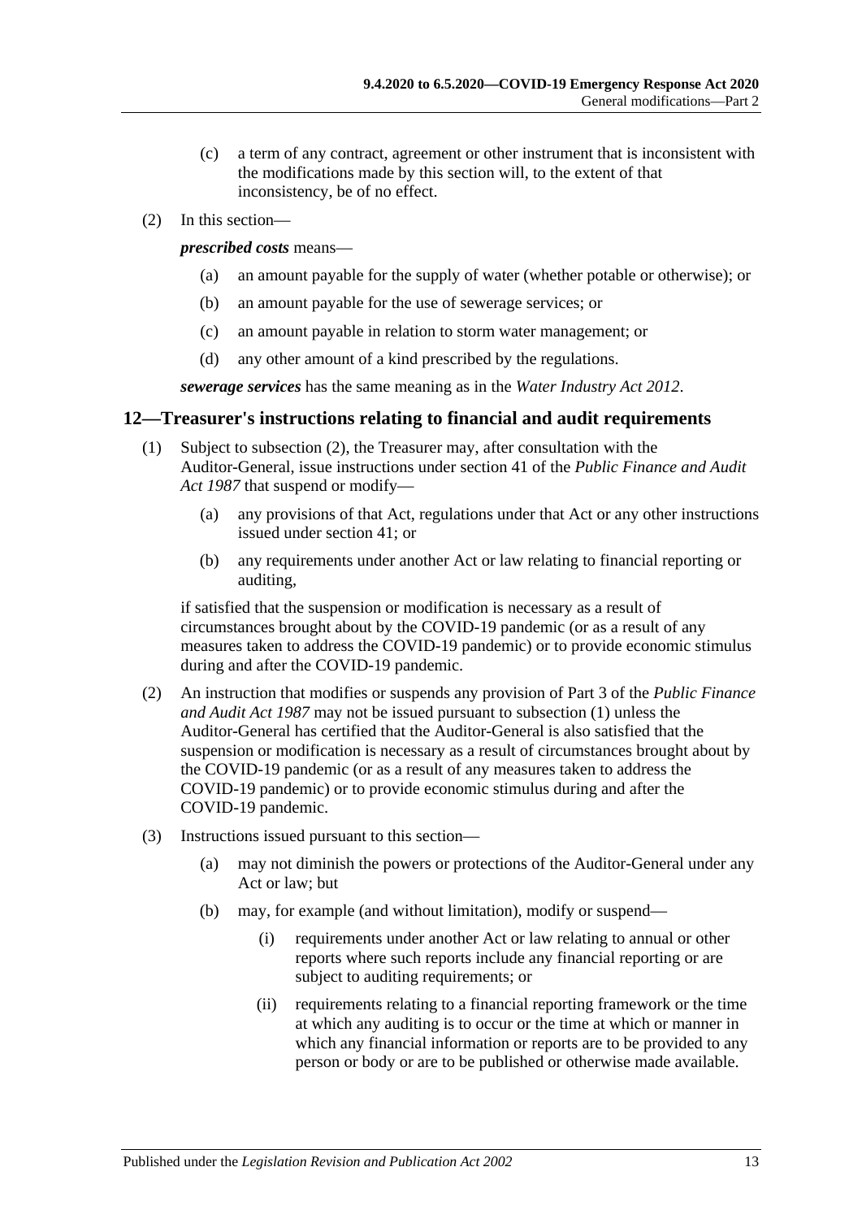(c) a term of any contract, agreement or other instrument that is inconsistent with the modifications made by this section will, to the extent of that inconsistency, be of no effect.

(2) In this section—

***prescribed costs*** means—

(a) an amount payable for the supply of water (whether potable or otherwise); or

(b) an amount payable for the use of sewerage services; or

(c) an amount payable in relation to storm water management; or

(d) any other amount of a kind prescribed by the regulations.

***sewerage services*** has the same meaning as in the *Water Industry Act 2012*.

## 12—Treasurer's instructions relating to financial and audit requirements

(1) Subject to subsection (2), the Treasurer may, after consultation with the Auditor-General, issue instructions under section 41 of the *Public Finance and Audit Act 1987* that suspend or modify—

(a) any provisions of that Act, regulations under that Act or any other instructions issued under section 41; or

(b) any requirements under another Act or law relating to financial reporting or auditing,

if satisfied that the suspension or modification is necessary as a result of circumstances brought about by the COVID-19 pandemic (or as a result of any measures taken to address the COVID-19 pandemic) or to provide economic stimulus during and after the COVID-19 pandemic.

(2) An instruction that modifies or suspends any provision of Part 3 of the *Public Finance and Audit Act 1987* may not be issued pursuant to subsection (1) unless the Auditor-General has certified that the Auditor-General is also satisfied that the suspension or modification is necessary as a result of circumstances brought about by the COVID-19 pandemic (or as a result of any measures taken to address the COVID-19 pandemic) or to provide economic stimulus during and after the COVID-19 pandemic.

(3) Instructions issued pursuant to this section—

(a) may not diminish the powers or protections of the Auditor-General under any Act or law; but

(b) may, for example (and without limitation), modify or suspend—

(i) requirements under another Act or law relating to annual or other reports where such reports include any financial reporting or are subject to auditing requirements; or

(ii) requirements relating to a financial reporting framework or the time at which any auditing is to occur or the time at which or manner in which any financial information or reports are to be provided to any person or body or are to be published or otherwise made available.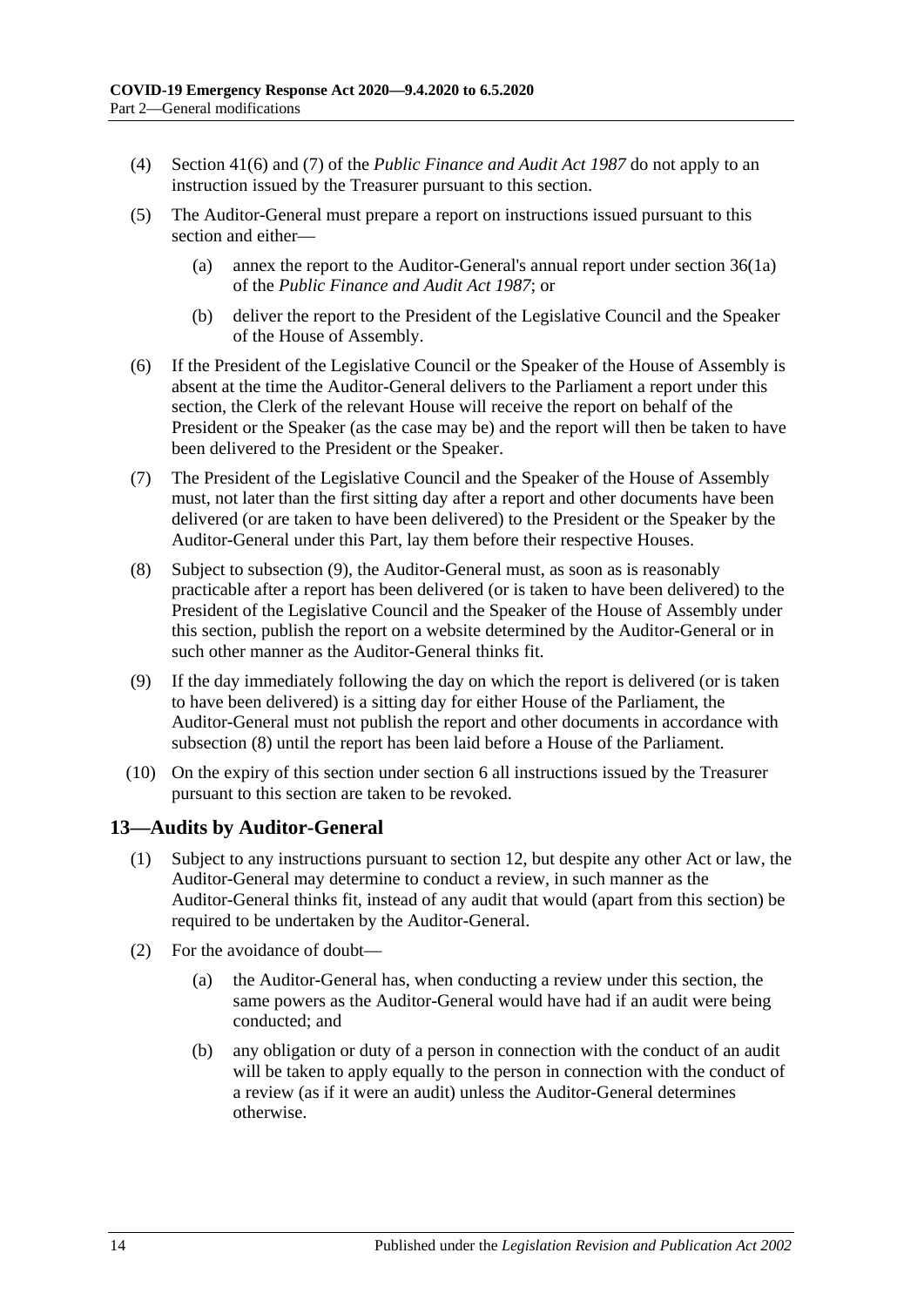(4) Section 41(6) and (7) of the *Public Finance and Audit Act 1987* do not apply to an instruction issued by the Treasurer pursuant to this section.

(5) The Auditor-General must prepare a report on instructions issued pursuant to this section and either—

  (a) annex the report to the Auditor-General's annual report under section 36(1a) of the *Public Finance and Audit Act 1987*; or

  (b) deliver the report to the President of the Legislative Council and the Speaker of the House of Assembly.

(6) If the President of the Legislative Council or the Speaker of the House of Assembly is absent at the time the Auditor-General delivers to the Parliament a report under this section, the Clerk of the relevant House will receive the report on behalf of the President or the Speaker (as the case may be) and the report will then be taken to have been delivered to the President or the Speaker.

(7) The President of the Legislative Council and the Speaker of the House of Assembly must, not later than the first sitting day after a report and other documents have been delivered (or are taken to have been delivered) to the President or the Speaker by the Auditor-General under this Part, lay them before their respective Houses.

(8) Subject to subsection (9), the Auditor-General must, as soon as is reasonably practicable after a report has been delivered (or is taken to have been delivered) to the President of the Legislative Council and the Speaker of the House of Assembly under this section, publish the report on a website determined by the Auditor-General or in such other manner as the Auditor-General thinks fit.

(9) If the day immediately following the day on which the report is delivered (or is taken to have been delivered) is a sitting day for either House of the Parliament, the Auditor-General must not publish the report and other documents in accordance with subsection (8) until the report has been laid before a House of the Parliament.

(10) On the expiry of this section under section 6 all instructions issued by the Treasurer pursuant to this section are taken to be revoked.

## 13—Audits by Auditor-General

(1) Subject to any instructions pursuant to section 12, but despite any other Act or law, the Auditor-General may determine to conduct a review, in such manner as the Auditor-General thinks fit, instead of any audit that would (apart from this section) be required to be undertaken by the Auditor-General.

(2) For the avoidance of doubt—

  (a) the Auditor-General has, when conducting a review under this section, the same powers as the Auditor-General would have had if an audit were being conducted; and

  (b) any obligation or duty of a person in connection with the conduct of an audit will be taken to apply equally to the person in connection with the conduct of a review (as if it were an audit) unless the Auditor-General determines otherwise.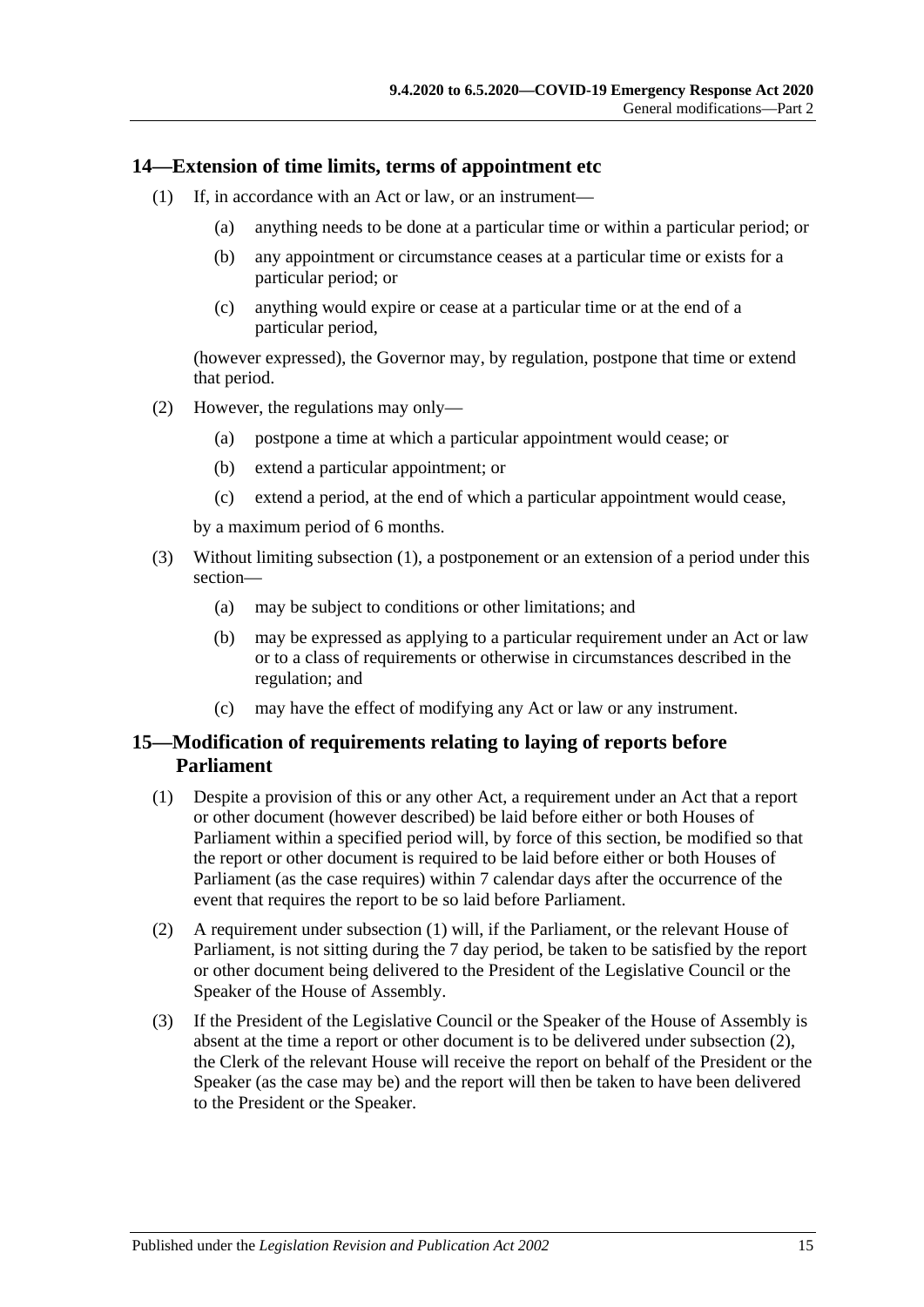## 14—Extension of time limits, terms of appointment etc

(1) If, in accordance with an Act or law, or an instrument—

(a) anything needs to be done at a particular time or within a particular period; or

(b) any appointment or circumstance ceases at a particular time or exists for a particular period; or

(c) anything would expire or cease at a particular time or at the end of a particular period,

(however expressed), the Governor may, by regulation, postpone that time or extend that period.

(2) However, the regulations may only—

(a) postpone a time at which a particular appointment would cease; or

(b) extend a particular appointment; or

(c) extend a period, at the end of which a particular appointment would cease,

by a maximum period of 6 months.

(3) Without limiting subsection (1), a postponement or an extension of a period under this section—

(a) may be subject to conditions or other limitations; and

(b) may be expressed as applying to a particular requirement under an Act or law or to a class of requirements or otherwise in circumstances described in the regulation; and

(c) may have the effect of modifying any Act or law or any instrument.

## 15—Modification of requirements relating to laying of reports before Parliament

(1) Despite a provision of this or any other Act, a requirement under an Act that a report or other document (however described) be laid before either or both Houses of Parliament within a specified period will, by force of this section, be modified so that the report or other document is required to be laid before either or both Houses of Parliament (as the case requires) within 7 calendar days after the occurrence of the event that requires the report to be so laid before Parliament.

(2) A requirement under subsection (1) will, if the Parliament, or the relevant House of Parliament, is not sitting during the 7 day period, be taken to be satisfied by the report or other document being delivered to the President of the Legislative Council or the Speaker of the House of Assembly.

(3) If the President of the Legislative Council or the Speaker of the House of Assembly is absent at the time a report or other document is to be delivered under subsection (2), the Clerk of the relevant House will receive the report on behalf of the President or the Speaker (as the case may be) and the report will then be taken to have been delivered to the President or the Speaker.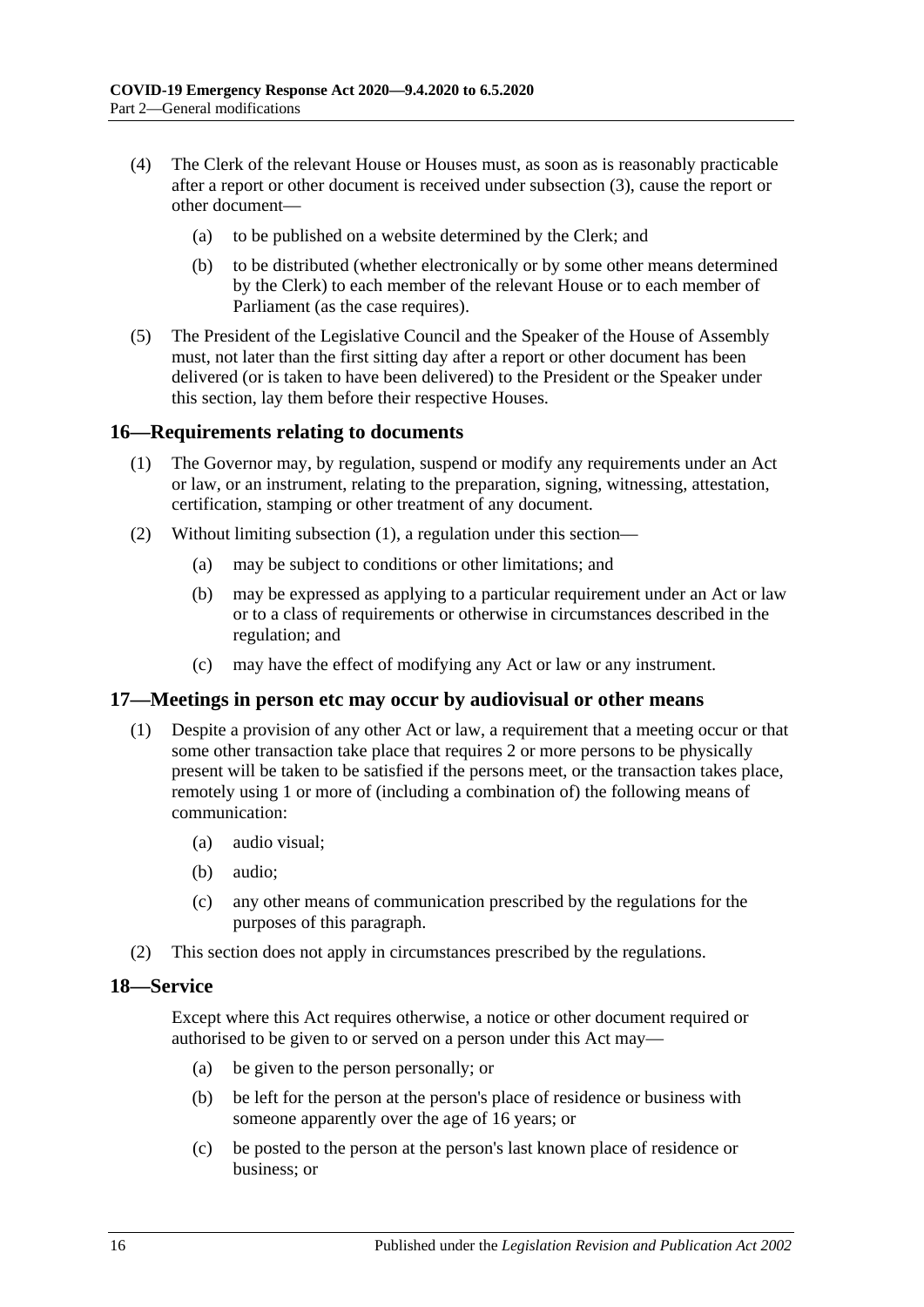(4) The Clerk of the relevant House or Houses must, as soon as is reasonably practicable after a report or other document is received under subsection (3), cause the report or other document—

(a) to be published on a website determined by the Clerk; and

(b) to be distributed (whether electronically or by some other means determined by the Clerk) to each member of the relevant House or to each member of Parliament (as the case requires).

(5) The President of the Legislative Council and the Speaker of the House of Assembly must, not later than the first sitting day after a report or other document has been delivered (or is taken to have been delivered) to the President or the Speaker under this section, lay them before their respective Houses.

## 16—Requirements relating to documents

(1) The Governor may, by regulation, suspend or modify any requirements under an Act or law, or an instrument, relating to the preparation, signing, witnessing, attestation, certification, stamping or other treatment of any document.

(2) Without limiting subsection (1), a regulation under this section—

(a) may be subject to conditions or other limitations; and

(b) may be expressed as applying to a particular requirement under an Act or law or to a class of requirements or otherwise in circumstances described in the regulation; and

(c) may have the effect of modifying any Act or law or any instrument.

## 17—Meetings in person etc may occur by audiovisual or other means

(1) Despite a provision of any other Act or law, a requirement that a meeting occur or that some other transaction take place that requires 2 or more persons to be physically present will be taken to be satisfied if the persons meet, or the transaction takes place, remotely using 1 or more of (including a combination of) the following means of communication:

(a) audio visual;

(b) audio;

(c) any other means of communication prescribed by the regulations for the purposes of this paragraph.

(2) This section does not apply in circumstances prescribed by the regulations.

## 18—Service

Except where this Act requires otherwise, a notice or other document required or authorised to be given to or served on a person under this Act may—

(a) be given to the person personally; or

(b) be left for the person at the person's place of residence or business with someone apparently over the age of 16 years; or

(c) be posted to the person at the person's last known place of residence or business; or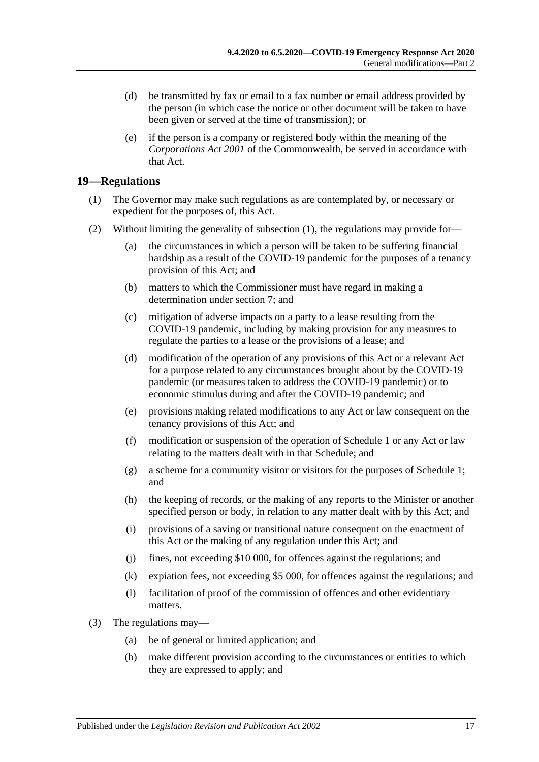(d) be transmitted by fax or email to a fax number or email address provided by the person (in which case the notice or other document will be taken to have been given or served at the time of transmission); or

(e) if the person is a company or registered body within the meaning of the *Corporations Act 2001* of the Commonwealth, be served in accordance with that Act.

## 19—Regulations

(1) The Governor may make such regulations as are contemplated by, or necessary or expedient for the purposes of, this Act.

(2) Without limiting the generality of subsection (1), the regulations may provide for—

(a) the circumstances in which a person will be taken to be suffering financial hardship as a result of the COVID-19 pandemic for the purposes of a tenancy provision of this Act; and

(b) matters to which the Commissioner must have regard in making a determination under section 7; and

(c) mitigation of adverse impacts on a party to a lease resulting from the COVID-19 pandemic, including by making provision for any measures to regulate the parties to a lease or the provisions of a lease; and

(d) modification of the operation of any provisions of this Act or a relevant Act for a purpose related to any circumstances brought about by the COVID-19 pandemic (or measures taken to address the COVID-19 pandemic) or to economic stimulus during and after the COVID-19 pandemic; and

(e) provisions making related modifications to any Act or law consequent on the tenancy provisions of this Act; and

(f) modification or suspension of the operation of Schedule 1 or any Act or law relating to the matters dealt with in that Schedule; and

(g) a scheme for a community visitor or visitors for the purposes of Schedule 1; and

(h) the keeping of records, or the making of any reports to the Minister or another specified person or body, in relation to any matter dealt with by this Act; and

(i) provisions of a saving or transitional nature consequent on the enactment of this Act or the making of any regulation under this Act; and

(j) fines, not exceeding $10 000, for offences against the regulations; and

(k) expiation fees, not exceeding $5 000, for offences against the regulations; and

(l) facilitation of proof of the commission of offences and other evidentiary matters.

(3) The regulations may—

(a) be of general or limited application; and

(b) make different provision according to the circumstances or entities to which they are expressed to apply; and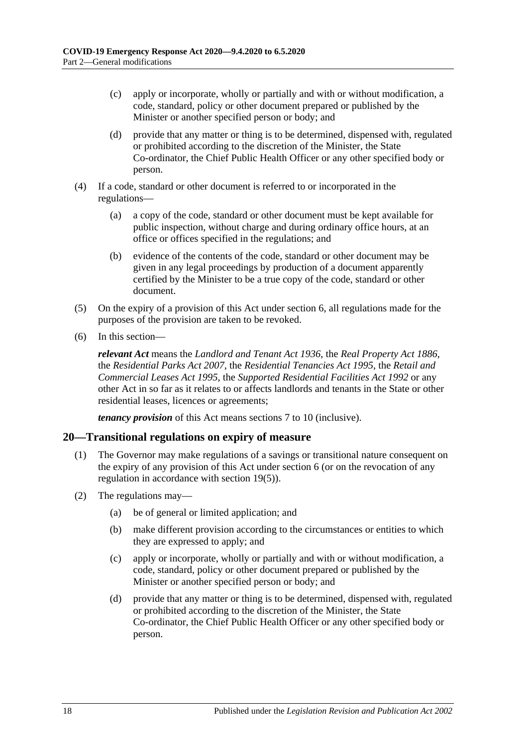(c) apply or incorporate, wholly or partially and with or without modification, a code, standard, policy or other document prepared or published by the Minister or another specified person or body; and

(d) provide that any matter or thing is to be determined, dispensed with, regulated or prohibited according to the discretion of the Minister, the State Co-ordinator, the Chief Public Health Officer or any other specified body or person.

(4) If a code, standard or other document is referred to or incorporated in the regulations—

(a) a copy of the code, standard or other document must be kept available for public inspection, without charge and during ordinary office hours, at an office or offices specified in the regulations; and

(b) evidence of the contents of the code, standard or other document may be given in any legal proceedings by production of a document apparently certified by the Minister to be a true copy of the code, standard or other document.

(5) On the expiry of a provision of this Act under section 6, all regulations made for the purposes of the provision are taken to be revoked.

(6) In this section—

***relevant Act*** means the *Landlord and Tenant Act 1936*, the *Real Property Act 1886*, the *Residential Parks Act 2007*, the *Residential Tenancies Act 1995*, the *Retail and Commercial Leases Act 1995*, the *Supported Residential Facilities Act 1992* or any other Act in so far as it relates to or affects landlords and tenants in the State or other residential leases, licences or agreements;

***tenancy provision*** of this Act means sections 7 to 10 (inclusive).

## 20—Transitional regulations on expiry of measure

(1) The Governor may make regulations of a savings or transitional nature consequent on the expiry of any provision of this Act under section 6 (or on the revocation of any regulation in accordance with section 19(5)).

(2) The regulations may—

(a) be of general or limited application; and

(b) make different provision according to the circumstances or entities to which they are expressed to apply; and

(c) apply or incorporate, wholly or partially and with or without modification, a code, standard, policy or other document prepared or published by the Minister or another specified person or body; and

(d) provide that any matter or thing is to be determined, dispensed with, regulated or prohibited according to the discretion of the Minister, the State Co-ordinator, the Chief Public Health Officer or any other specified body or person.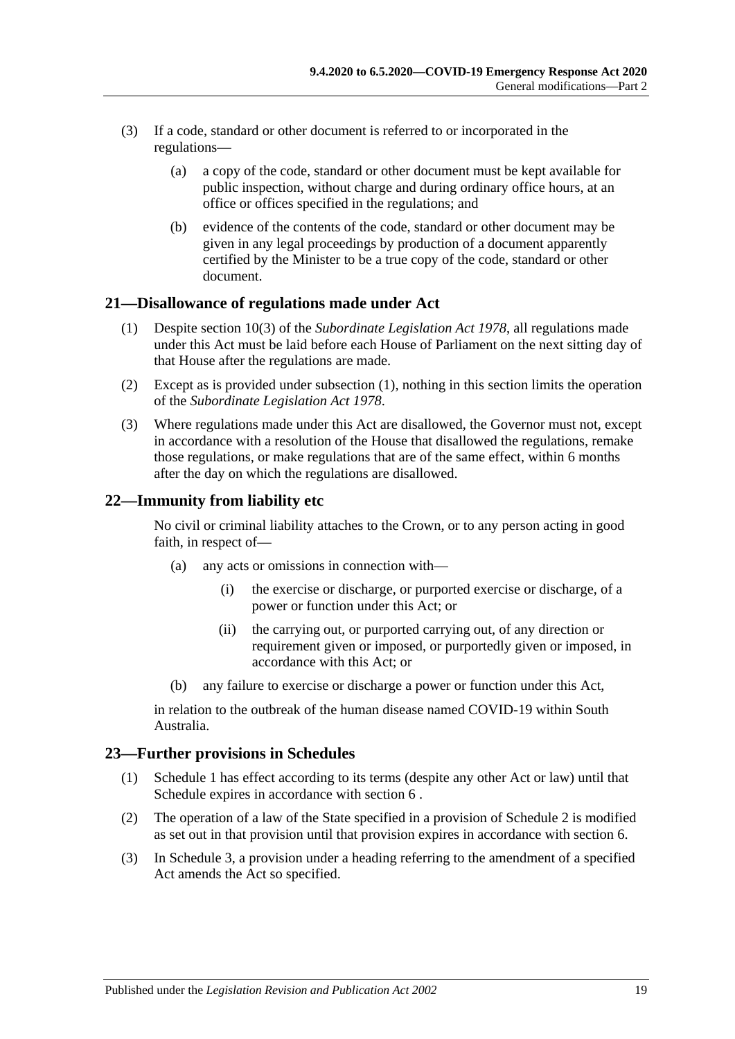(3) If a code, standard or other document is referred to or incorporated in the regulations—

(a) a copy of the code, standard or other document must be kept available for public inspection, without charge and during ordinary office hours, at an office or offices specified in the regulations; and

(b) evidence of the contents of the code, standard or other document may be given in any legal proceedings by production of a document apparently certified by the Minister to be a true copy of the code, standard or other document.

## 21—Disallowance of regulations made under Act

(1) Despite section 10(3) of the *Subordinate Legislation Act 1978*, all regulations made under this Act must be laid before each House of Parliament on the next sitting day of that House after the regulations are made.

(2) Except as is provided under subsection (1), nothing in this section limits the operation of the *Subordinate Legislation Act 1978*.

(3) Where regulations made under this Act are disallowed, the Governor must not, except in accordance with a resolution of the House that disallowed the regulations, remake those regulations, or make regulations that are of the same effect, within 6 months after the day on which the regulations are disallowed.

## 22—Immunity from liability etc

No civil or criminal liability attaches to the Crown, or to any person acting in good faith, in respect of—

(a) any acts or omissions in connection with—

(i) the exercise or discharge, or purported exercise or discharge, of a power or function under this Act; or

(ii) the carrying out, or purported carrying out, of any direction or requirement given or imposed, or purportedly given or imposed, in accordance with this Act; or

(b) any failure to exercise or discharge a power or function under this Act,

in relation to the outbreak of the human disease named COVID-19 within South Australia.

## 23—Further provisions in Schedules

(1) Schedule 1 has effect according to its terms (despite any other Act or law) until that Schedule expires in accordance with section 6 .

(2) The operation of a law of the State specified in a provision of Schedule 2 is modified as set out in that provision until that provision expires in accordance with section 6.

(3) In Schedule 3, a provision under a heading referring to the amendment of a specified Act amends the Act so specified.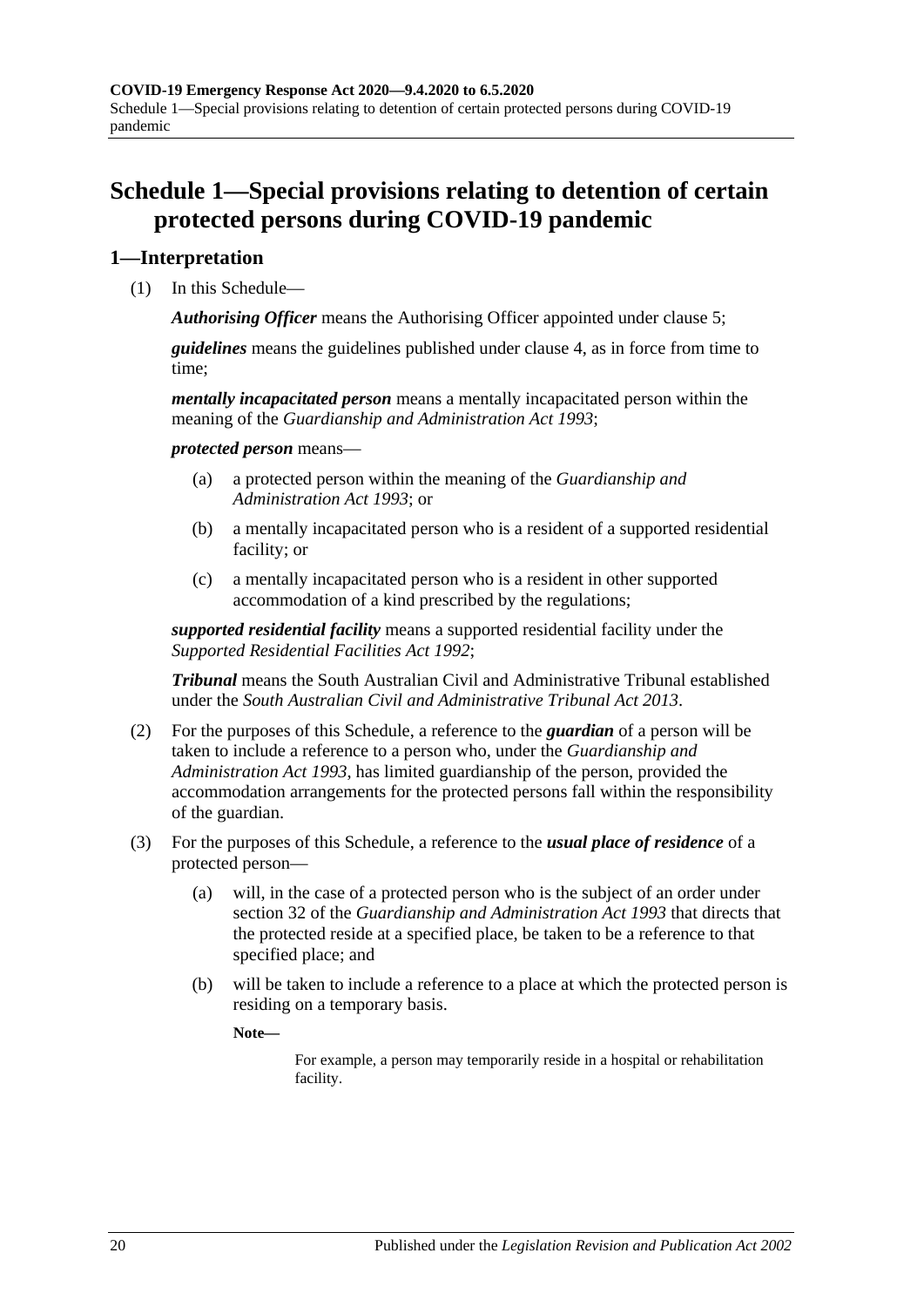# Schedule 1—Special provisions relating to detention of certain protected persons during COVID-19 pandemic

## 1—Interpretation

(1) In this Schedule—

***Authorising Officer*** means the Authorising Officer appointed under clause 5;

***guidelines*** means the guidelines published under clause 4, as in force from time to time;

***mentally incapacitated person*** means a mentally incapacitated person within the meaning of the *Guardianship and Administration Act 1993*;

***protected person*** means—

(a) a protected person within the meaning of the *Guardianship and Administration Act 1993*; or

(b) a mentally incapacitated person who is a resident of a supported residential facility; or

(c) a mentally incapacitated person who is a resident in other supported accommodation of a kind prescribed by the regulations;

***supported residential facility*** means a supported residential facility under the *Supported Residential Facilities Act 1992*;

***Tribunal*** means the South Australian Civil and Administrative Tribunal established under the *South Australian Civil and Administrative Tribunal Act 2013*.

(2) For the purposes of this Schedule, a reference to the ***guardian*** of a person will be taken to include a reference to a person who, under the *Guardianship and Administration Act 1993*, has limited guardianship of the person, provided the accommodation arrangements for the protected persons fall within the responsibility of the guardian.

(3) For the purposes of this Schedule, a reference to the ***usual place of residence*** of a protected person—

(a) will, in the case of a protected person who is the subject of an order under section 32 of the *Guardianship and Administration Act 1993* that directs that the protected reside at a specified place, be taken to be a reference to that specified place; and

(b) will be taken to include a reference to a place at which the protected person is residing on a temporary basis.

**Note—**

For example, a person may temporarily reside in a hospital or rehabilitation facility.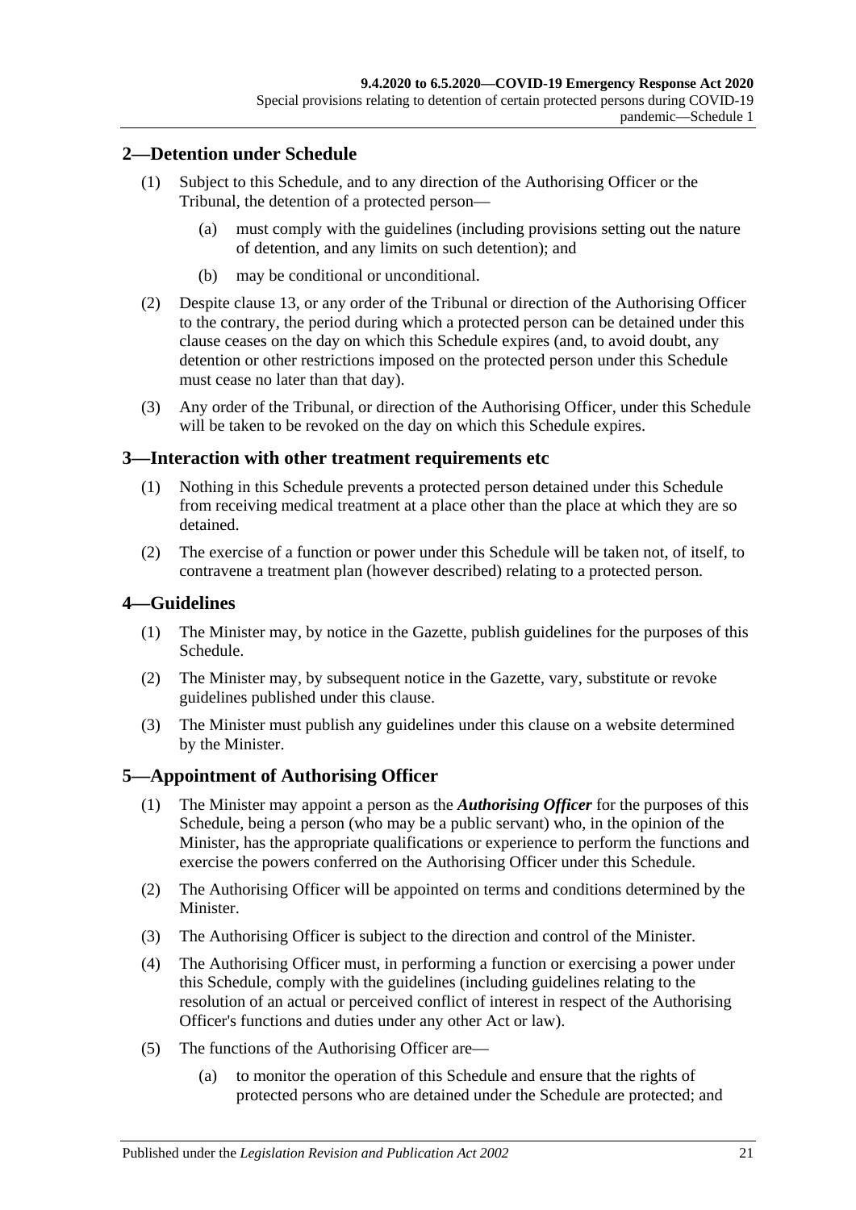## 2—Detention under Schedule

(1) Subject to this Schedule, and to any direction of the Authorising Officer or the Tribunal, the detention of a protected person—

(a) must comply with the guidelines (including provisions setting out the nature of detention, and any limits on such detention); and

(b) may be conditional or unconditional.

(2) Despite clause 13, or any order of the Tribunal or direction of the Authorising Officer to the contrary, the period during which a protected person can be detained under this clause ceases on the day on which this Schedule expires (and, to avoid doubt, any detention or other restrictions imposed on the protected person under this Schedule must cease no later than that day).

(3) Any order of the Tribunal, or direction of the Authorising Officer, under this Schedule will be taken to be revoked on the day on which this Schedule expires.

## 3—Interaction with other treatment requirements etc

(1) Nothing in this Schedule prevents a protected person detained under this Schedule from receiving medical treatment at a place other than the place at which they are so detained.

(2) The exercise of a function or power under this Schedule will be taken not, of itself, to contravene a treatment plan (however described) relating to a protected person.

## 4—Guidelines

(1) The Minister may, by notice in the Gazette, publish guidelines for the purposes of this Schedule.

(2) The Minister may, by subsequent notice in the Gazette, vary, substitute or revoke guidelines published under this clause.

(3) The Minister must publish any guidelines under this clause on a website determined by the Minister.

## 5—Appointment of Authorising Officer

(1) The Minister may appoint a person as the ***Authorising Officer*** for the purposes of this Schedule, being a person (who may be a public servant) who, in the opinion of the Minister, has the appropriate qualifications or experience to perform the functions and exercise the powers conferred on the Authorising Officer under this Schedule.

(2) The Authorising Officer will be appointed on terms and conditions determined by the Minister.

(3) The Authorising Officer is subject to the direction and control of the Minister.

(4) The Authorising Officer must, in performing a function or exercising a power under this Schedule, comply with the guidelines (including guidelines relating to the resolution of an actual or perceived conflict of interest in respect of the Authorising Officer's functions and duties under any other Act or law).

(5) The functions of the Authorising Officer are—

(a) to monitor the operation of this Schedule and ensure that the rights of protected persons who are detained under the Schedule are protected; and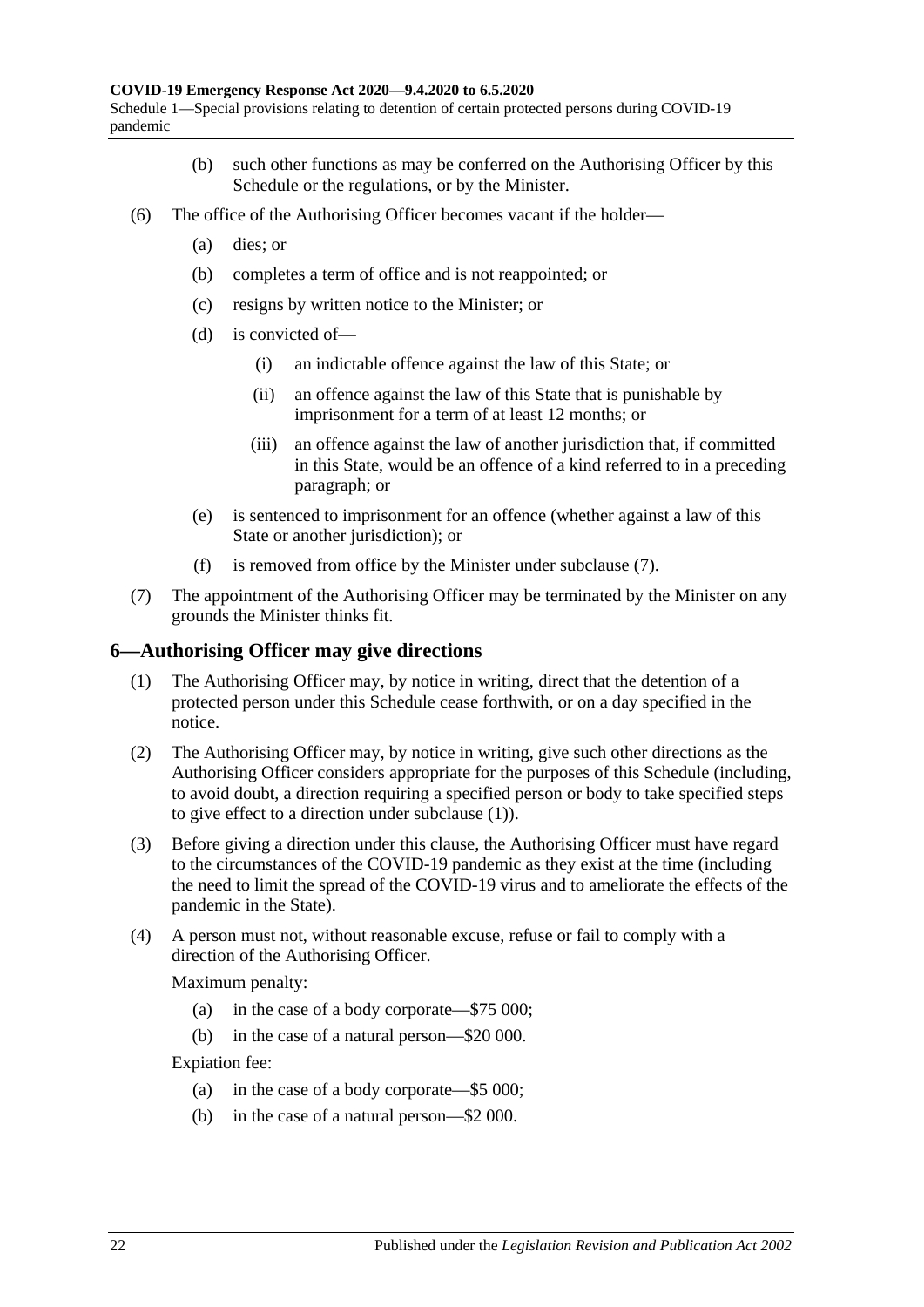(b) such other functions as may be conferred on the Authorising Officer by this Schedule or the regulations, or by the Minister.

(6) The office of the Authorising Officer becomes vacant if the holder—

(a) dies; or

(b) completes a term of office and is not reappointed; or

(c) resigns by written notice to the Minister; or

(d) is convicted of—

(i) an indictable offence against the law of this State; or

(ii) an offence against the law of this State that is punishable by imprisonment for a term of at least 12 months; or

(iii) an offence against the law of another jurisdiction that, if committed in this State, would be an offence of a kind referred to in a preceding paragraph; or

(e) is sentenced to imprisonment for an offence (whether against a law of this State or another jurisdiction); or

(f) is removed from office by the Minister under subclause (7).

(7) The appointment of the Authorising Officer may be terminated by the Minister on any grounds the Minister thinks fit.

## 6—Authorising Officer may give directions

(1) The Authorising Officer may, by notice in writing, direct that the detention of a protected person under this Schedule cease forthwith, or on a day specified in the notice.

(2) The Authorising Officer may, by notice in writing, give such other directions as the Authorising Officer considers appropriate for the purposes of this Schedule (including, to avoid doubt, a direction requiring a specified person or body to take specified steps to give effect to a direction under subclause (1)).

(3) Before giving a direction under this clause, the Authorising Officer must have regard to the circumstances of the COVID-19 pandemic as they exist at the time (including the need to limit the spread of the COVID-19 virus and to ameliorate the effects of the pandemic in the State).

(4) A person must not, without reasonable excuse, refuse or fail to comply with a direction of the Authorising Officer.

Maximum penalty:

(a) in the case of a body corporate—$75 000;

(b) in the case of a natural person—$20 000.

Expiation fee:

(a) in the case of a body corporate—$5 000;

(b) in the case of a natural person—$2 000.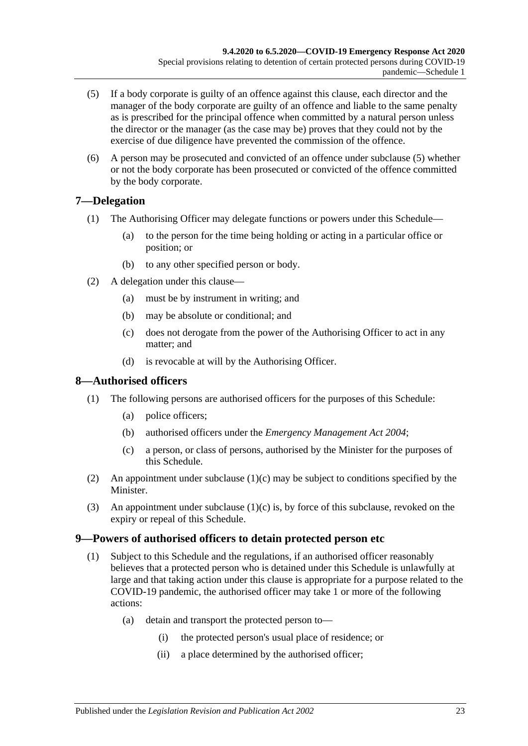(5) If a body corporate is guilty of an offence against this clause, each director and the manager of the body corporate are guilty of an offence and liable to the same penalty as is prescribed for the principal offence when committed by a natural person unless the director or the manager (as the case may be) proves that they could not by the exercise of due diligence have prevented the commission of the offence.

(6) A person may be prosecuted and convicted of an offence under subclause (5) whether or not the body corporate has been prosecuted or convicted of the offence committed by the body corporate.

## 7—Delegation

(1) The Authorising Officer may delegate functions or powers under this Schedule—

- (a) to the person for the time being holding or acting in a particular office or position; or
- (b) to any other specified person or body.

(2) A delegation under this clause—

- (a) must be by instrument in writing; and
- (b) may be absolute or conditional; and
- (c) does not derogate from the power of the Authorising Officer to act in any matter; and
- (d) is revocable at will by the Authorising Officer.

## 8—Authorised officers

(1) The following persons are authorised officers for the purposes of this Schedule:

- (a) police officers;
- (b) authorised officers under the *Emergency Management Act 2004*;
- (c) a person, or class of persons, authorised by the Minister for the purposes of this Schedule.

(2) An appointment under subclause (1)(c) may be subject to conditions specified by the Minister.

(3) An appointment under subclause (1)(c) is, by force of this subclause, revoked on the expiry or repeal of this Schedule.

## 9—Powers of authorised officers to detain protected person etc

(1) Subject to this Schedule and the regulations, if an authorised officer reasonably believes that a protected person who is detained under this Schedule is unlawfully at large and that taking action under this clause is appropriate for a purpose related to the COVID-19 pandemic, the authorised officer may take 1 or more of the following actions:

- (a) detain and transport the protected person to—
    - (i) the protected person's usual place of residence; or
    - (ii) a place determined by the authorised officer;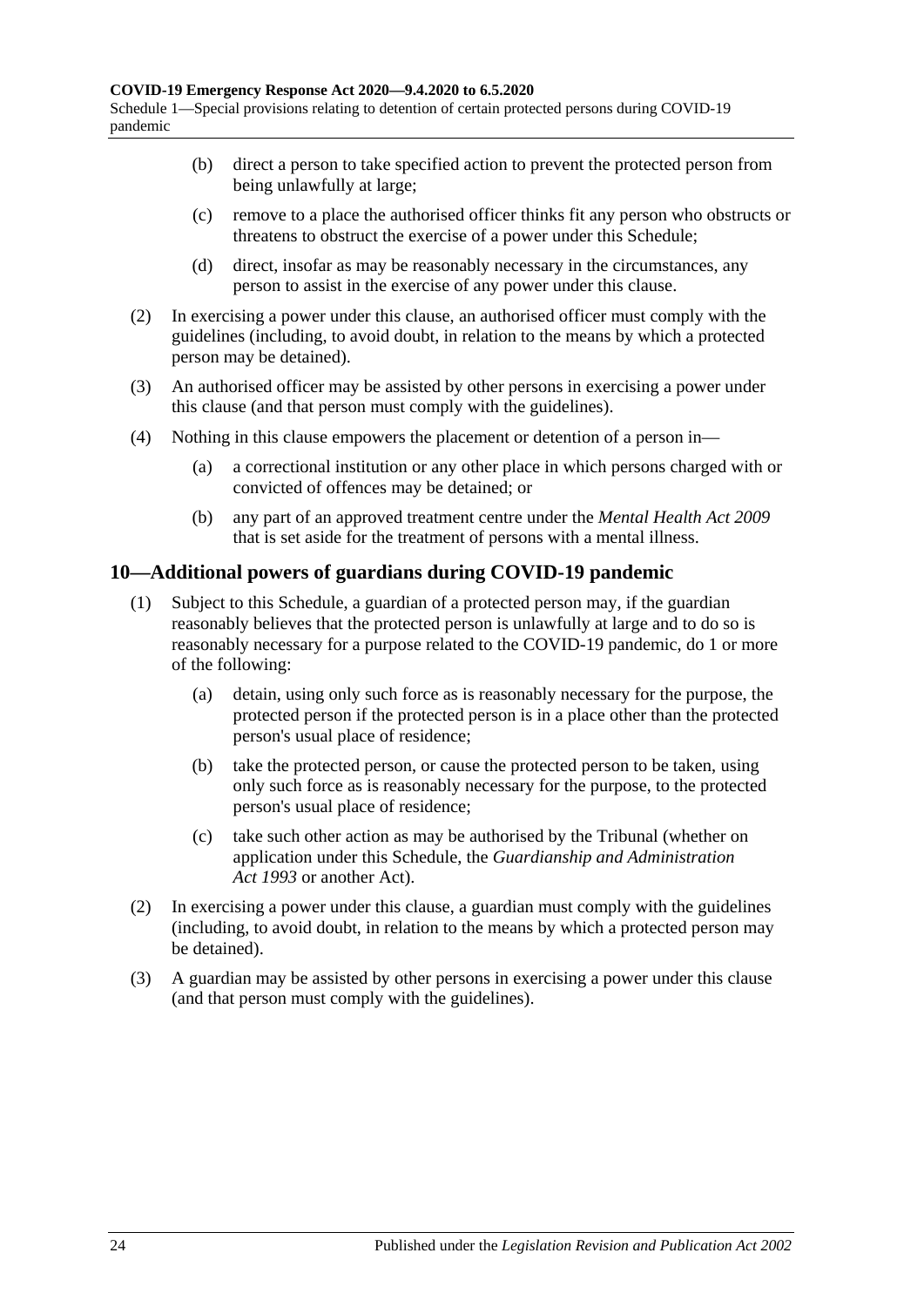(b) direct a person to take specified action to prevent the protected person from being unlawfully at large;

(c) remove to a place the authorised officer thinks fit any person who obstructs or threatens to obstruct the exercise of a power under this Schedule;

(d) direct, insofar as may be reasonably necessary in the circumstances, any person to assist in the exercise of any power under this clause.

(2) In exercising a power under this clause, an authorised officer must comply with the guidelines (including, to avoid doubt, in relation to the means by which a protected person may be detained).

(3) An authorised officer may be assisted by other persons in exercising a power under this clause (and that person must comply with the guidelines).

(4) Nothing in this clause empowers the placement or detention of a person in—

(a) a correctional institution or any other place in which persons charged with or convicted of offences may be detained; or

(b) any part of an approved treatment centre under the *Mental Health Act 2009* that is set aside for the treatment of persons with a mental illness.

## 10—Additional powers of guardians during COVID-19 pandemic

(1) Subject to this Schedule, a guardian of a protected person may, if the guardian reasonably believes that the protected person is unlawfully at large and to do so is reasonably necessary for a purpose related to the COVID-19 pandemic, do 1 or more of the following:

(a) detain, using only such force as is reasonably necessary for the purpose, the protected person if the protected person is in a place other than the protected person's usual place of residence;

(b) take the protected person, or cause the protected person to be taken, using only such force as is reasonably necessary for the purpose, to the protected person's usual place of residence;

(c) take such other action as may be authorised by the Tribunal (whether on application under this Schedule, the *Guardianship and Administration Act 1993* or another Act).

(2) In exercising a power under this clause, a guardian must comply with the guidelines (including, to avoid doubt, in relation to the means by which a protected person may be detained).

(3) A guardian may be assisted by other persons in exercising a power under this clause (and that person must comply with the guidelines).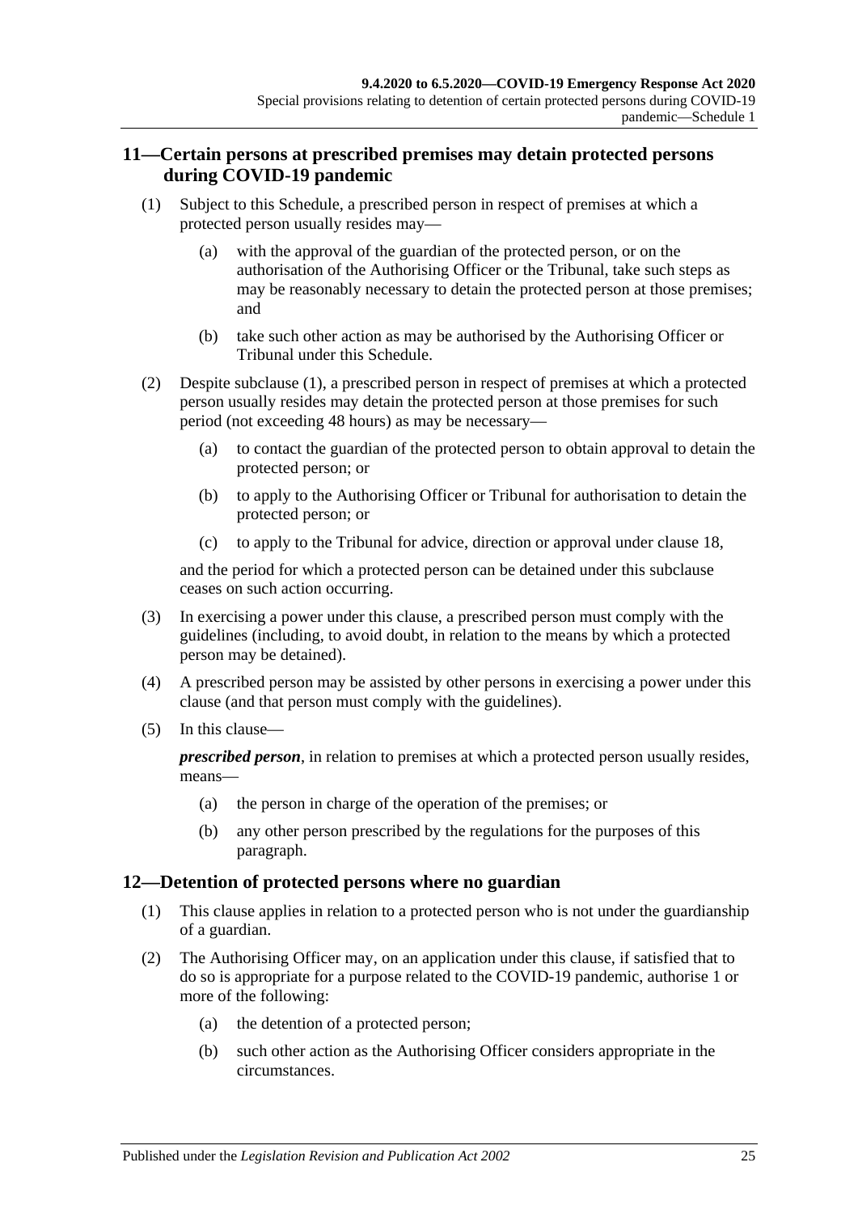## 11—Certain persons at prescribed premises may detain protected persons during COVID-19 pandemic

(1) Subject to this Schedule, a prescribed person in respect of premises at which a protected person usually resides may—

(a) with the approval of the guardian of the protected person, or on the authorisation of the Authorising Officer or the Tribunal, take such steps as may be reasonably necessary to detain the protected person at those premises; and

(b) take such other action as may be authorised by the Authorising Officer or Tribunal under this Schedule.

(2) Despite subclause (1), a prescribed person in respect of premises at which a protected person usually resides may detain the protected person at those premises for such period (not exceeding 48 hours) as may be necessary—

(a) to contact the guardian of the protected person to obtain approval to detain the protected person; or

(b) to apply to the Authorising Officer or Tribunal for authorisation to detain the protected person; or

(c) to apply to the Tribunal for advice, direction or approval under clause 18,

and the period for which a protected person can be detained under this subclause ceases on such action occurring.

(3) In exercising a power under this clause, a prescribed person must comply with the guidelines (including, to avoid doubt, in relation to the means by which a protected person may be detained).

(4) A prescribed person may be assisted by other persons in exercising a power under this clause (and that person must comply with the guidelines).

(5) In this clause—

***prescribed person***, in relation to premises at which a protected person usually resides, means—

(a) the person in charge of the operation of the premises; or

(b) any other person prescribed by the regulations for the purposes of this paragraph.

## 12—Detention of protected persons where no guardian

(1) This clause applies in relation to a protected person who is not under the guardianship of a guardian.

(2) The Authorising Officer may, on an application under this clause, if satisfied that to do so is appropriate for a purpose related to the COVID-19 pandemic, authorise 1 or more of the following:

(a) the detention of a protected person;

(b) such other action as the Authorising Officer considers appropriate in the circumstances.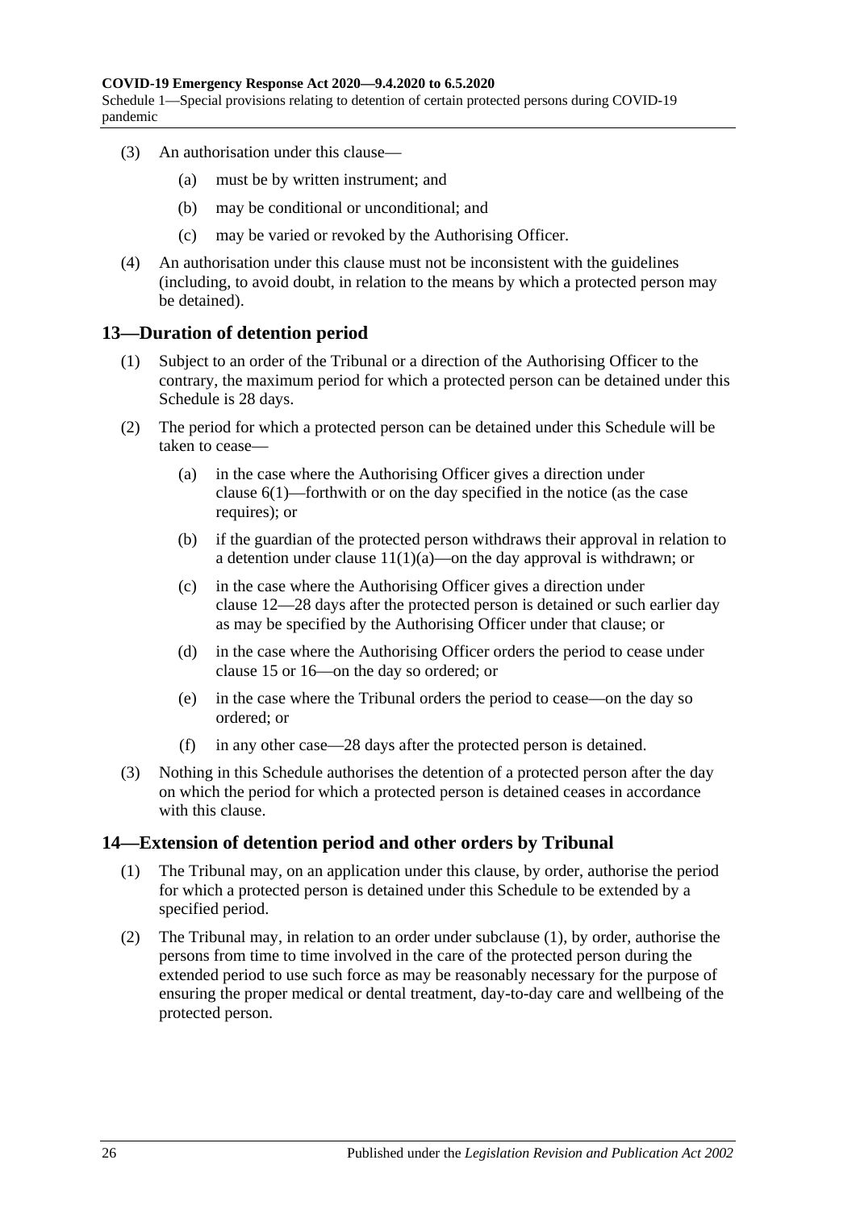(3) An authorisation under this clause—

(a) must be by written instrument; and

(b) may be conditional or unconditional; and

(c) may be varied or revoked by the Authorising Officer.

(4) An authorisation under this clause must not be inconsistent with the guidelines (including, to avoid doubt, in relation to the means by which a protected person may be detained).

## 13—Duration of detention period

(1) Subject to an order of the Tribunal or a direction of the Authorising Officer to the contrary, the maximum period for which a protected person can be detained under this Schedule is 28 days.

(2) The period for which a protected person can be detained under this Schedule will be taken to cease—

(a) in the case where the Authorising Officer gives a direction under clause 6(1)—forthwith or on the day specified in the notice (as the case requires); or

(b) if the guardian of the protected person withdraws their approval in relation to a detention under clause 11(1)(a)—on the day approval is withdrawn; or

(c) in the case where the Authorising Officer gives a direction under clause 12—28 days after the protected person is detained or such earlier day as may be specified by the Authorising Officer under that clause; or

(d) in the case where the Authorising Officer orders the period to cease under clause 15 or 16—on the day so ordered; or

(e) in the case where the Tribunal orders the period to cease—on the day so ordered; or

(f) in any other case—28 days after the protected person is detained.

(3) Nothing in this Schedule authorises the detention of a protected person after the day on which the period for which a protected person is detained ceases in accordance with this clause.

## 14—Extension of detention period and other orders by Tribunal

(1) The Tribunal may, on an application under this clause, by order, authorise the period for which a protected person is detained under this Schedule to be extended by a specified period.

(2) The Tribunal may, in relation to an order under subclause (1), by order, authorise the persons from time to time involved in the care of the protected person during the extended period to use such force as may be reasonably necessary for the purpose of ensuring the proper medical or dental treatment, day-to-day care and wellbeing of the protected person.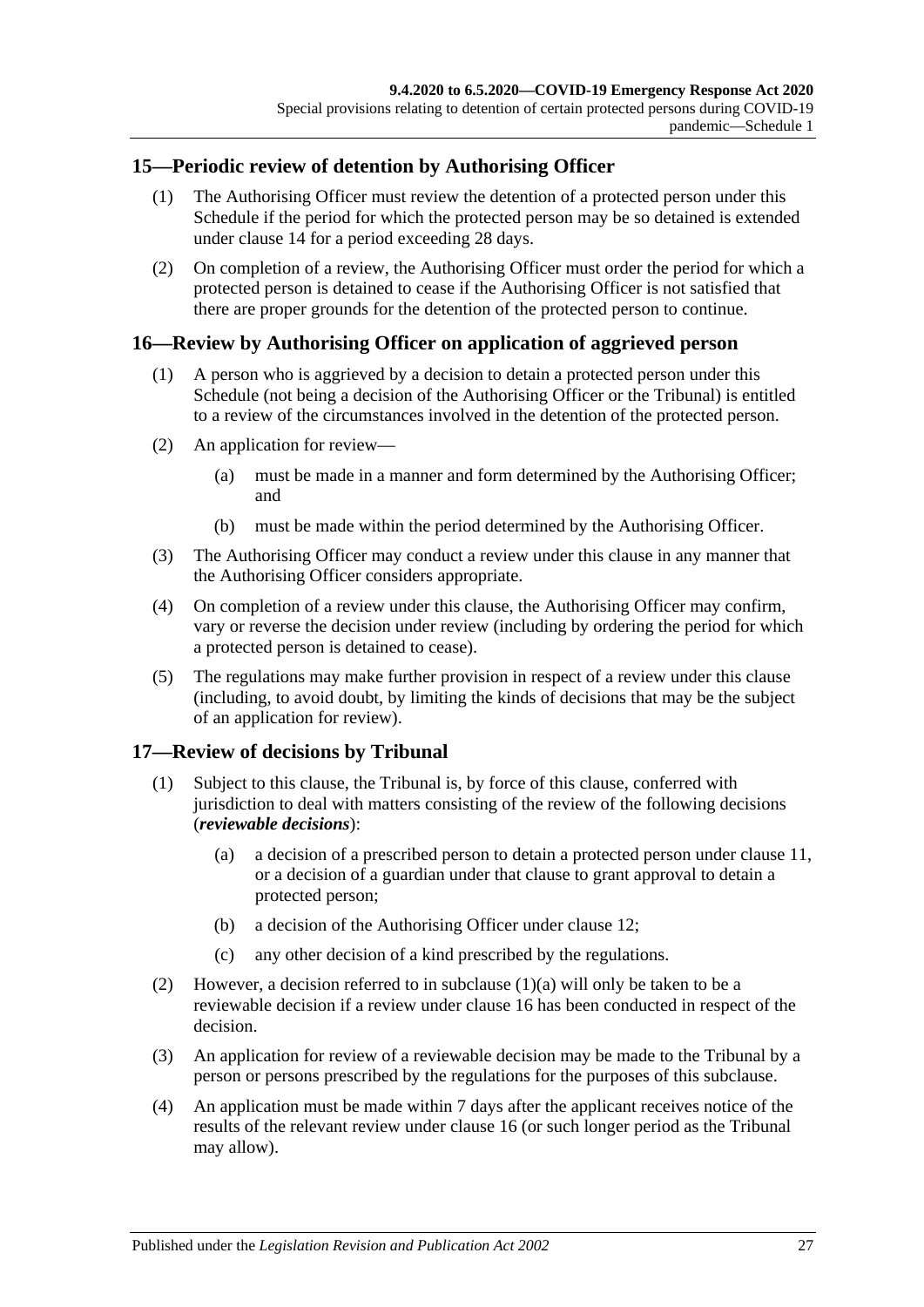## 15—Periodic review of detention by Authorising Officer

(1) The Authorising Officer must review the detention of a protected person under this Schedule if the period for which the protected person may be so detained is extended under clause 14 for a period exceeding 28 days.

(2) On completion of a review, the Authorising Officer must order the period for which a protected person is detained to cease if the Authorising Officer is not satisfied that there are proper grounds for the detention of the protected person to continue.

## 16—Review by Authorising Officer on application of aggrieved person

(1) A person who is aggrieved by a decision to detain a protected person under this Schedule (not being a decision of the Authorising Officer or the Tribunal) is entitled to a review of the circumstances involved in the detention of the protected person.

(2) An application for review—

(a) must be made in a manner and form determined by the Authorising Officer; and

(b) must be made within the period determined by the Authorising Officer.

(3) The Authorising Officer may conduct a review under this clause in any manner that the Authorising Officer considers appropriate.

(4) On completion of a review under this clause, the Authorising Officer may confirm, vary or reverse the decision under review (including by ordering the period for which a protected person is detained to cease).

(5) The regulations may make further provision in respect of a review under this clause (including, to avoid doubt, by limiting the kinds of decisions that may be the subject of an application for review).

## 17—Review of decisions by Tribunal

(1) Subject to this clause, the Tribunal is, by force of this clause, conferred with jurisdiction to deal with matters consisting of the review of the following decisions (***reviewable decisions***):

(a) a decision of a prescribed person to detain a protected person under clause 11, or a decision of a guardian under that clause to grant approval to detain a protected person;

(b) a decision of the Authorising Officer under clause 12;

(c) any other decision of a kind prescribed by the regulations.

(2) However, a decision referred to in subclause (1)(a) will only be taken to be a reviewable decision if a review under clause 16 has been conducted in respect of the decision.

(3) An application for review of a reviewable decision may be made to the Tribunal by a person or persons prescribed by the regulations for the purposes of this subclause.

(4) An application must be made within 7 days after the applicant receives notice of the results of the relevant review under clause 16 (or such longer period as the Tribunal may allow).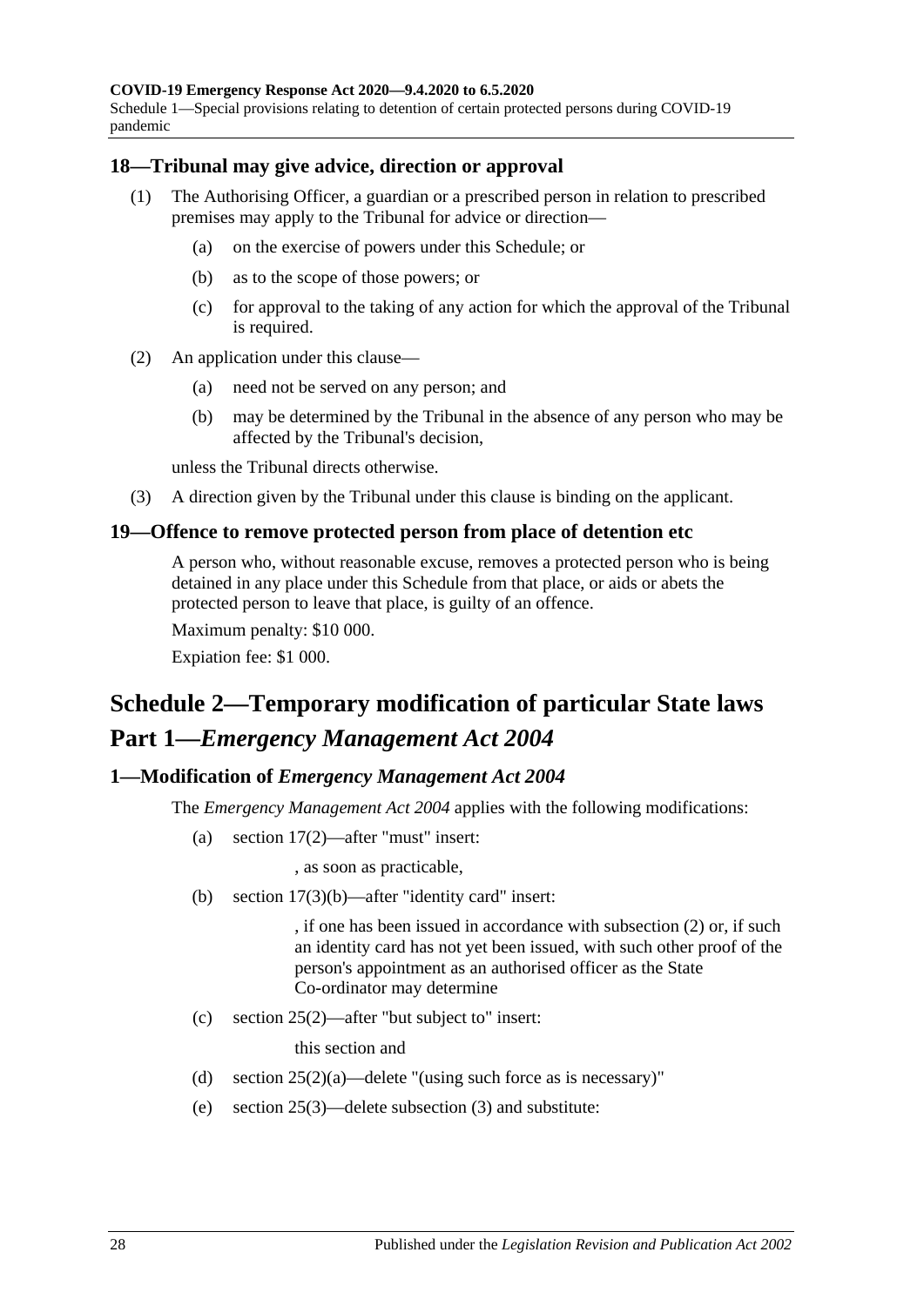### 18—Tribunal may give advice, direction or approval

(1) The Authorising Officer, a guardian or a prescribed person in relation to prescribed premises may apply to the Tribunal for advice or direction—

- (a) on the exercise of powers under this Schedule; or
- (b) as to the scope of those powers; or
- (c) for approval to the taking of any action for which the approval of the Tribunal is required.

(2) An application under this clause—

- (a) need not be served on any person; and
- (b) may be determined by the Tribunal in the absence of any person who may be affected by the Tribunal's decision,

unless the Tribunal directs otherwise.

(3) A direction given by the Tribunal under this clause is binding on the applicant.

### 19—Offence to remove protected person from place of detention etc

A person who, without reasonable excuse, removes a protected person who is being detained in any place under this Schedule from that place, or aids or abets the protected person to leave that place, is guilty of an offence.

Maximum penalty: $10 000.

Expiation fee: $1 000.

# Schedule 2—Temporary modification of particular State laws

## Part 1—*Emergency Management Act 2004*

### 1—Modification of *Emergency Management Act 2004*

The *Emergency Management Act 2004* applies with the following modifications:

- (a) section 17(2)—after "must" insert:

  , as soon as practicable,

- (b) section 17(3)(b)—after "identity card" insert:

  , if one has been issued in accordance with subsection (2) or, if such an identity card has not yet been issued, with such other proof of the person's appointment as an authorised officer as the State Co-ordinator may determine

- (c) section 25(2)—after "but subject to" insert:

  this section and

- (d) section 25(2)(a)—delete "(using such force as is necessary)"
- (e) section 25(3)—delete subsection (3) and substitute: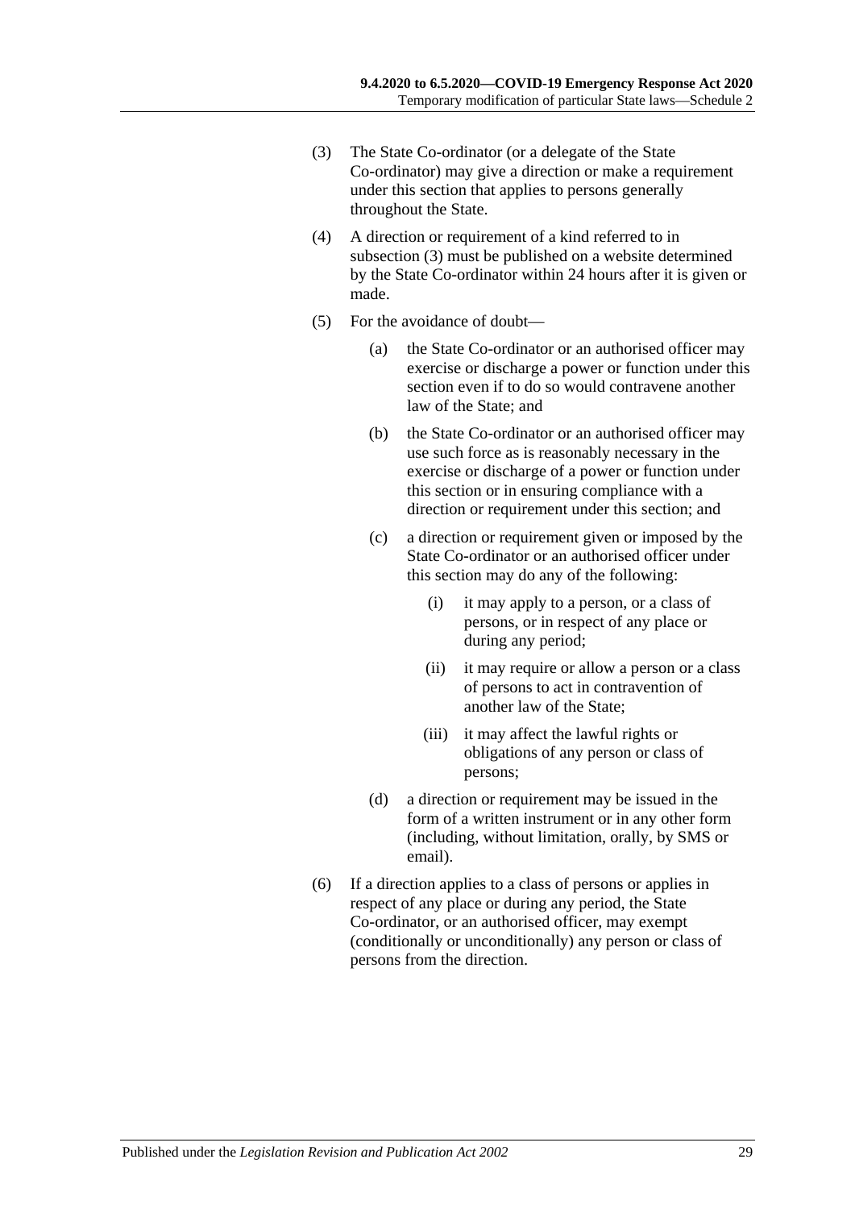(3) The State Co-ordinator (or a delegate of the State Co-ordinator) may give a direction or make a requirement under this section that applies to persons generally throughout the State.

(4) A direction or requirement of a kind referred to in subsection (3) must be published on a website determined by the State Co-ordinator within 24 hours after it is given or made.

(5) For the avoidance of doubt—

(a) the State Co-ordinator or an authorised officer may exercise or discharge a power or function under this section even if to do so would contravene another law of the State; and

(b) the State Co-ordinator or an authorised officer may use such force as is reasonably necessary in the exercise or discharge of a power or function under this section or in ensuring compliance with a direction or requirement under this section; and

(c) a direction or requirement given or imposed by the State Co-ordinator or an authorised officer under this section may do any of the following:

(i) it may apply to a person, or a class of persons, or in respect of any place or during any period;

(ii) it may require or allow a person or a class of persons to act in contravention of another law of the State;

(iii) it may affect the lawful rights or obligations of any person or class of persons;

(d) a direction or requirement may be issued in the form of a written instrument or in any other form (including, without limitation, orally, by SMS or email).

(6) If a direction applies to a class of persons or applies in respect of any place or during any period, the State Co-ordinator, or an authorised officer, may exempt (conditionally or unconditionally) any person or class of persons from the direction.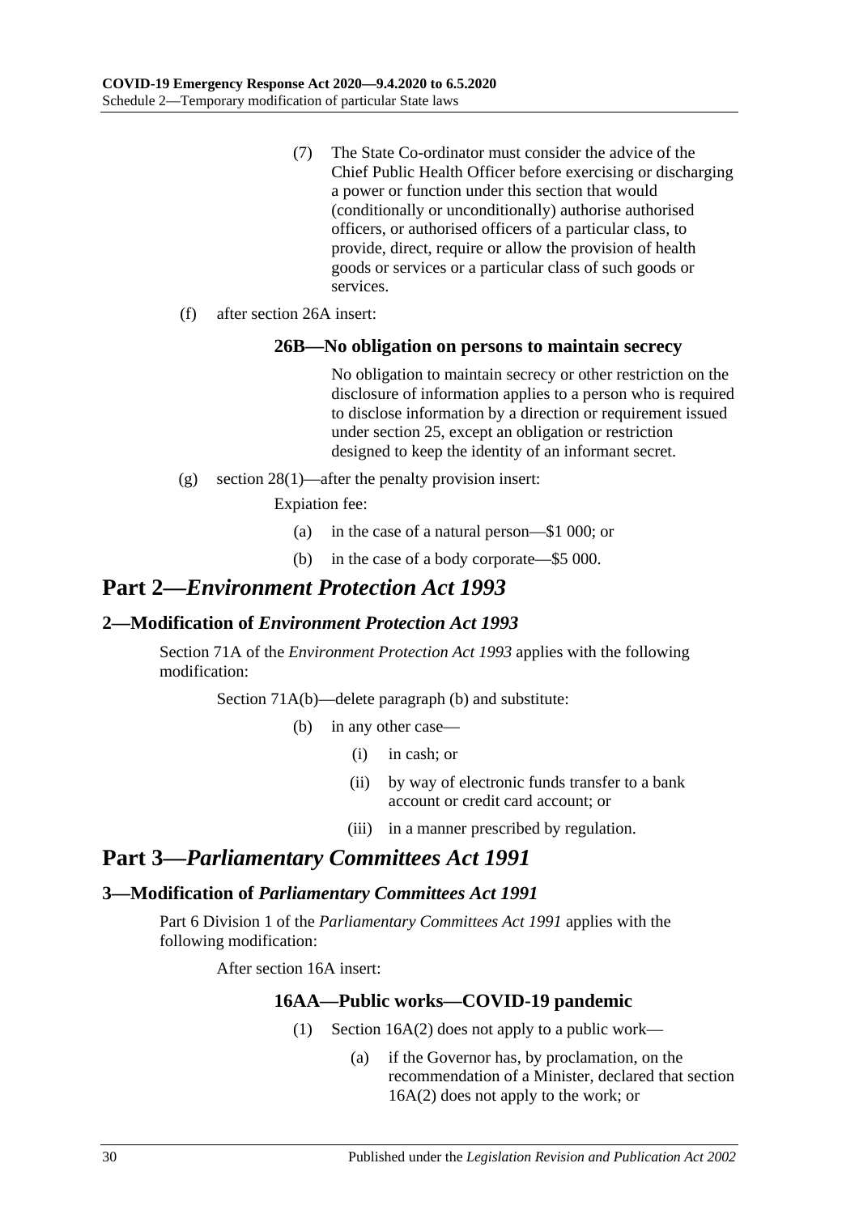(7) The State Co-ordinator must consider the advice of the Chief Public Health Officer before exercising or discharging a power or function under this section that would (conditionally or unconditionally) authorise authorised officers, or authorised officers of a particular class, to provide, direct, require or allow the provision of health goods or services or a particular class of such goods or services.

(f) after section 26A insert:

### 26B—No obligation on persons to maintain secrecy

No obligation to maintain secrecy or other restriction on the disclosure of information applies to a person who is required to disclose information by a direction or requirement issued under section 25, except an obligation or restriction designed to keep the identity of an informant secret.

(g) section 28(1)—after the penalty provision insert:

Expiation fee:

(a) in the case of a natural person—$1 000; or

(b) in the case of a body corporate—$5 000.

# Part 2—*Environment Protection Act 1993*

## 2—Modification of *Environment Protection Act 1993*

Section 71A of the *Environment Protection Act 1993* applies with the following modification:

Section 71A(b)—delete paragraph (b) and substitute:

(b) in any other case—

(i) in cash; or

(ii) by way of electronic funds transfer to a bank account or credit card account; or

(iii) in a manner prescribed by regulation.

# Part 3—*Parliamentary Committees Act 1991*

## 3—Modification of *Parliamentary Committees Act 1991*

Part 6 Division 1 of the *Parliamentary Committees Act 1991* applies with the following modification:

After section 16A insert:

### 16AA—Public works—COVID-19 pandemic

(1) Section 16A(2) does not apply to a public work—

(a) if the Governor has, by proclamation, on the recommendation of a Minister, declared that section 16A(2) does not apply to the work; or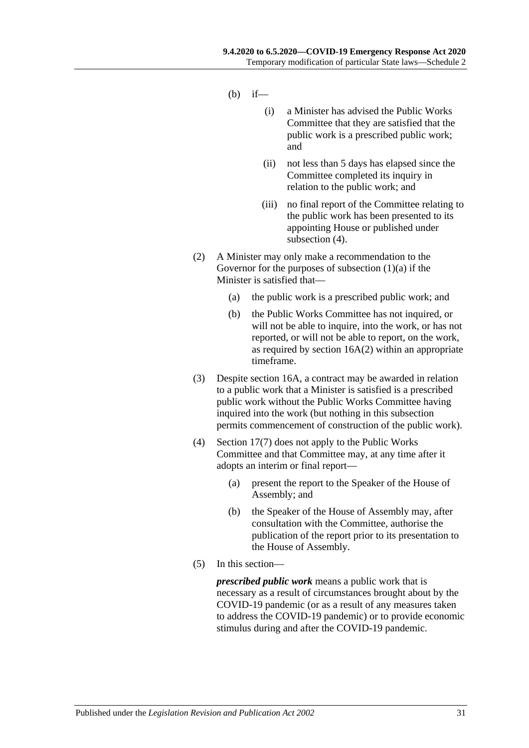(b) if—

(i) a Minister has advised the Public Works Committee that they are satisfied that the public work is a prescribed public work; and

(ii) not less than 5 days has elapsed since the Committee completed its inquiry in relation to the public work; and

(iii) no final report of the Committee relating to the public work has been presented to its appointing House or published under subsection (4).

(2) A Minister may only make a recommendation to the Governor for the purposes of subsection (1)(a) if the Minister is satisfied that—

(a) the public work is a prescribed public work; and

(b) the Public Works Committee has not inquired, or will not be able to inquire, into the work, or has not reported, or will not be able to report, on the work, as required by section 16A(2) within an appropriate timeframe.

(3) Despite section 16A, a contract may be awarded in relation to a public work that a Minister is satisfied is a prescribed public work without the Public Works Committee having inquired into the work (but nothing in this subsection permits commencement of construction of the public work).

(4) Section 17(7) does not apply to the Public Works Committee and that Committee may, at any time after it adopts an interim or final report—

(a) present the report to the Speaker of the House of Assembly; and

(b) the Speaker of the House of Assembly may, after consultation with the Committee, authorise the publication of the report prior to its presentation to the House of Assembly.

(5) In this section—

***prescribed public work*** means a public work that is necessary as a result of circumstances brought about by the COVID-19 pandemic (or as a result of any measures taken to address the COVID-19 pandemic) or to provide economic stimulus during and after the COVID-19 pandemic.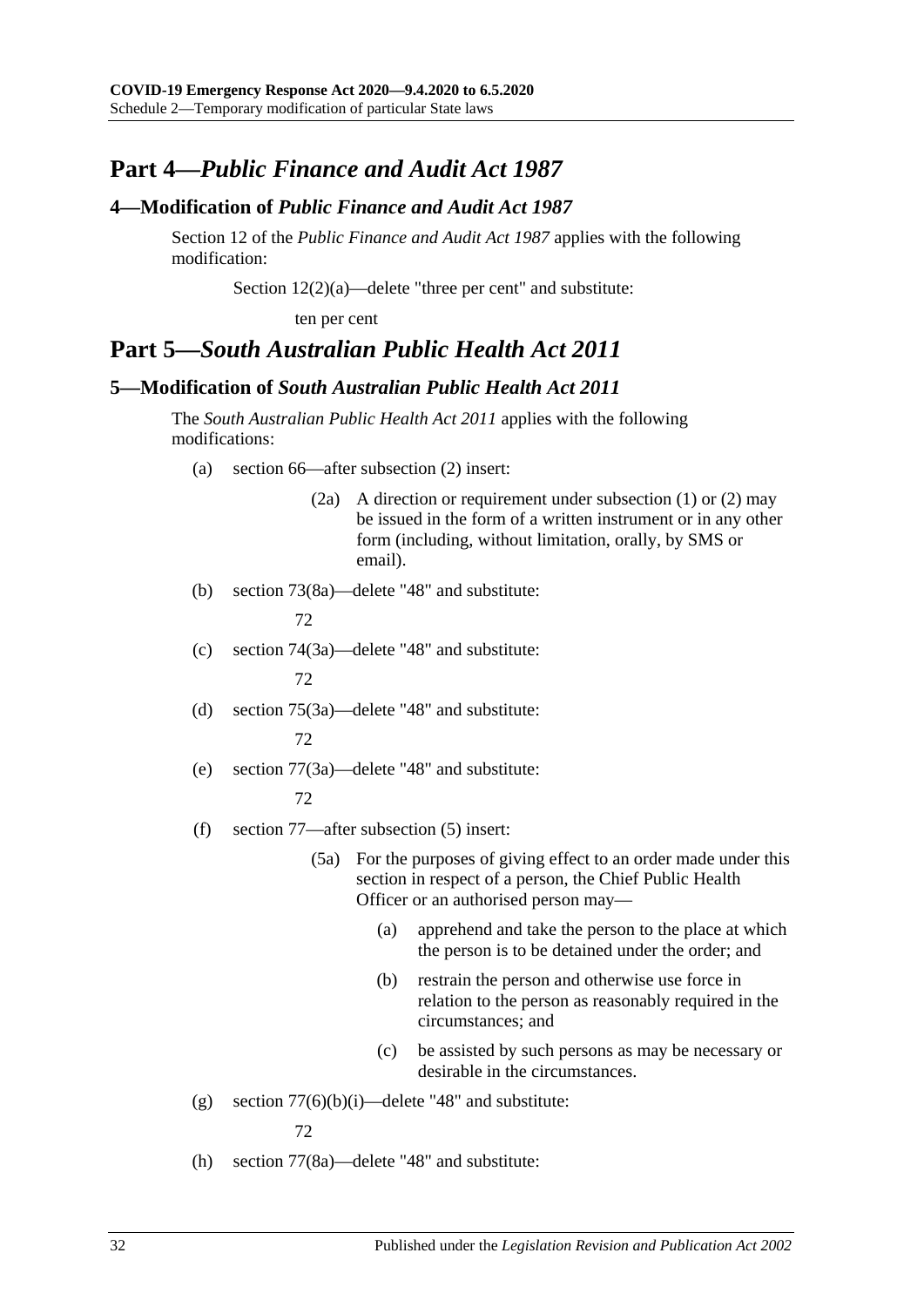## Part 4—*Public Finance and Audit Act 1987*

### 4—Modification of *Public Finance and Audit Act 1987*

Section 12 of the *Public Finance and Audit Act 1987* applies with the following modification:

Section 12(2)(a)—delete "three per cent" and substitute:

ten per cent

## Part 5—*South Australian Public Health Act 2011*

### 5—Modification of *South Australian Public Health Act 2011*

The *South Australian Public Health Act 2011* applies with the following modifications:

(a) section 66—after subsection (2) insert:

(2a) A direction or requirement under subsection (1) or (2) may be issued in the form of a written instrument or in any other form (including, without limitation, orally, by SMS or email).

(b) section 73(8a)—delete "48" and substitute:

72

(c) section 74(3a)—delete "48" and substitute:

72

(d) section 75(3a)—delete "48" and substitute:

72

(e) section 77(3a)—delete "48" and substitute:

72

(f) section 77—after subsection (5) insert:

(5a) For the purposes of giving effect to an order made under this section in respect of a person, the Chief Public Health Officer or an authorised person may—

(a) apprehend and take the person to the place at which the person is to be detained under the order; and

(b) restrain the person and otherwise use force in relation to the person as reasonably required in the circumstances; and

(c) be assisted by such persons as may be necessary or desirable in the circumstances.

(g) section 77(6)(b)(i)—delete "48" and substitute:

72

(h) section 77(8a)—delete "48" and substitute: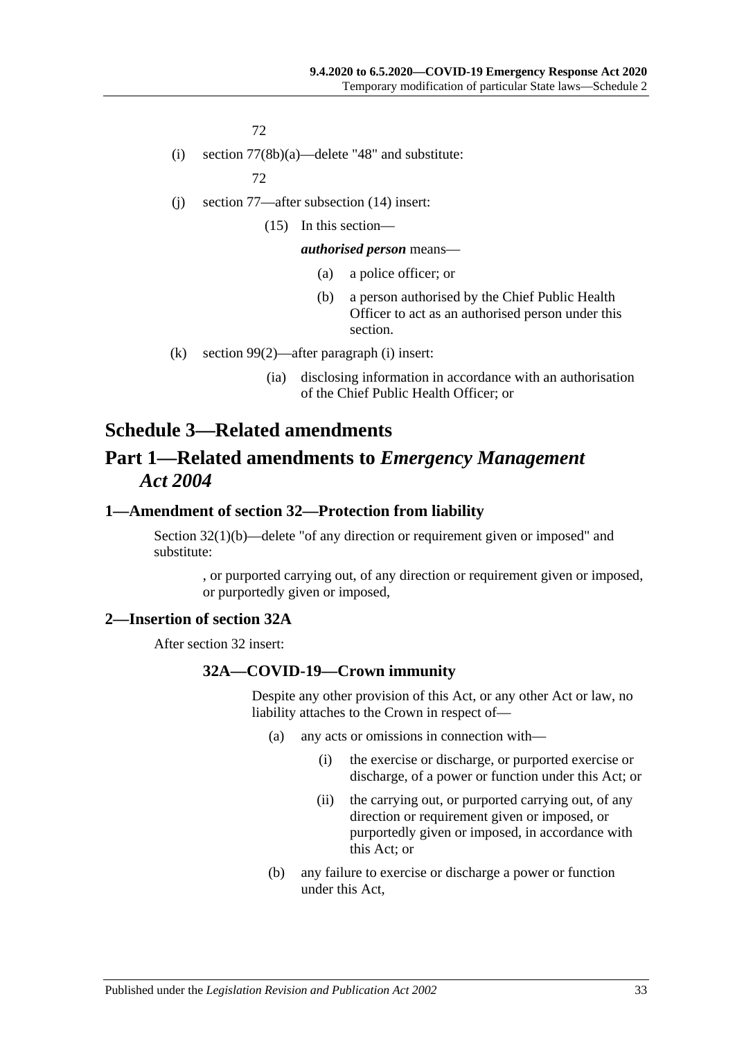72

(i) section 77(8b)(a)—delete "48" and substitute:

72

(j) section 77—after subsection (14) insert:

(15) In this section—

***authorised person*** means—

(a) a police officer; or

(b) a person authorised by the Chief Public Health Officer to act as an authorised person under this section.

(k) section 99(2)—after paragraph (i) insert:

(ia) disclosing information in accordance with an authorisation of the Chief Public Health Officer; or

# Schedule 3—Related amendments

# Part 1—Related amendments to *Emergency Management Act 2004*

### 1—Amendment of section 32—Protection from liability

Section 32(1)(b)—delete "of any direction or requirement given or imposed" and substitute:

, or purported carrying out, of any direction or requirement given or imposed, or purportedly given or imposed,

### 2—Insertion of section 32A

After section 32 insert:

#### 32A—COVID-19—Crown immunity

Despite any other provision of this Act, or any other Act or law, no liability attaches to the Crown in respect of—

(a) any acts or omissions in connection with—

(i) the exercise or discharge, or purported exercise or discharge, of a power or function under this Act; or

(ii) the carrying out, or purported carrying out, of any direction or requirement given or imposed, or purportedly given or imposed, in accordance with this Act; or

(b) any failure to exercise or discharge a power or function under this Act,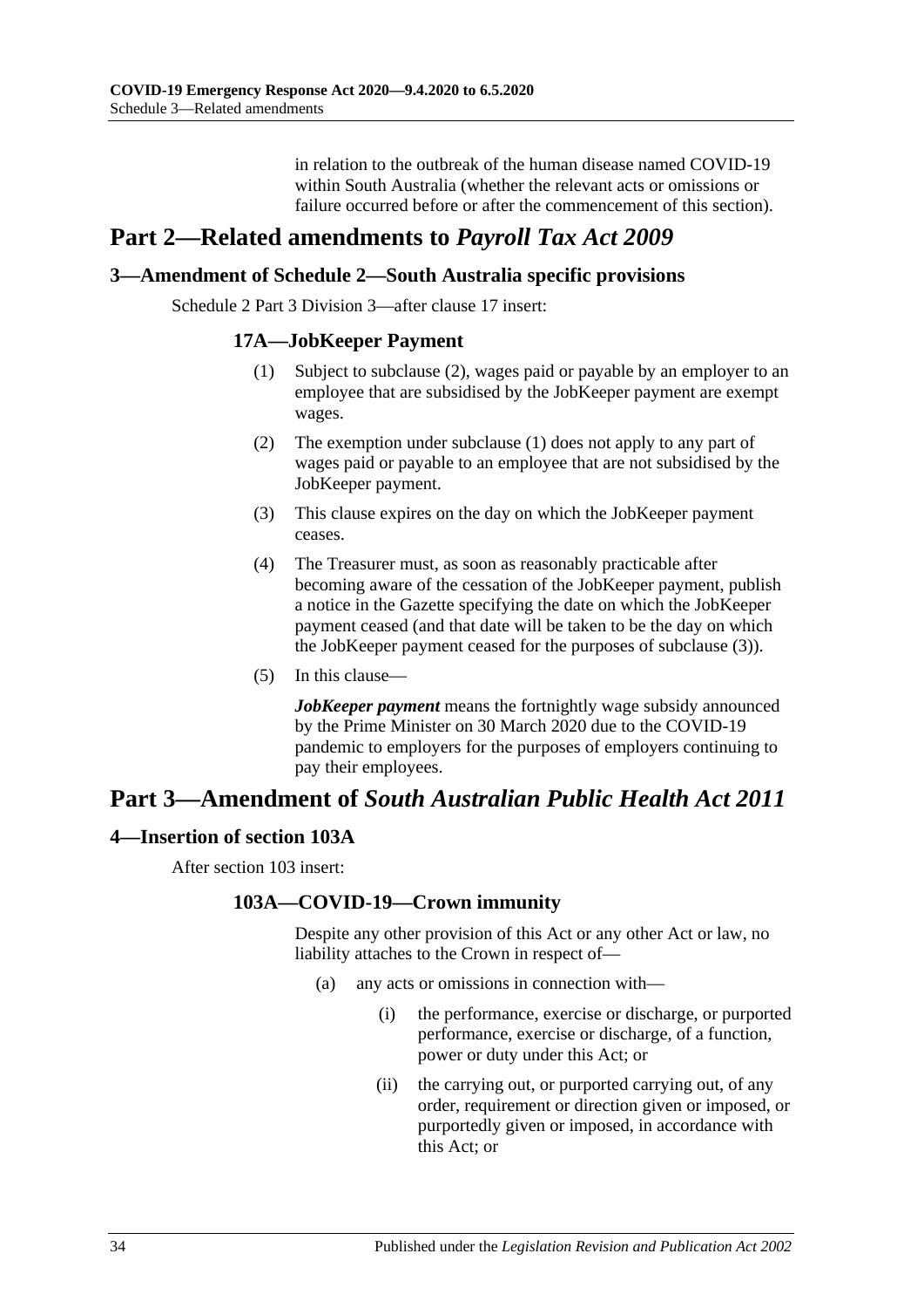in relation to the outbreak of the human disease named COVID-19 within South Australia (whether the relevant acts or omissions or failure occurred before or after the commencement of this section).

# Part 2—Related amendments to *Payroll Tax Act 2009*

## 3—Amendment of Schedule 2—South Australia specific provisions

Schedule 2 Part 3 Division 3—after clause 17 insert:

### 17A—JobKeeper Payment

(1) Subject to subclause (2), wages paid or payable by an employer to an employee that are subsidised by the JobKeeper payment are exempt wages.

(2) The exemption under subclause (1) does not apply to any part of wages paid or payable to an employee that are not subsidised by the JobKeeper payment.

(3) This clause expires on the day on which the JobKeeper payment ceases.

(4) The Treasurer must, as soon as reasonably practicable after becoming aware of the cessation of the JobKeeper payment, publish a notice in the Gazette specifying the date on which the JobKeeper payment ceased (and that date will be taken to be the day on which the JobKeeper payment ceased for the purposes of subclause (3)).

(5) In this clause—

***JobKeeper payment*** means the fortnightly wage subsidy announced by the Prime Minister on 30 March 2020 due to the COVID-19 pandemic to employers for the purposes of employers continuing to pay their employees.

# Part 3—Amendment of *South Australian Public Health Act 2011*

## 4—Insertion of section 103A

After section 103 insert:

### 103A—COVID-19—Crown immunity

Despite any other provision of this Act or any other Act or law, no liability attaches to the Crown in respect of—

(a) any acts or omissions in connection with—

(i) the performance, exercise or discharge, or purported performance, exercise or discharge, of a function, power or duty under this Act; or

(ii) the carrying out, or purported carrying out, of any order, requirement or direction given or imposed, or purportedly given or imposed, in accordance with this Act; or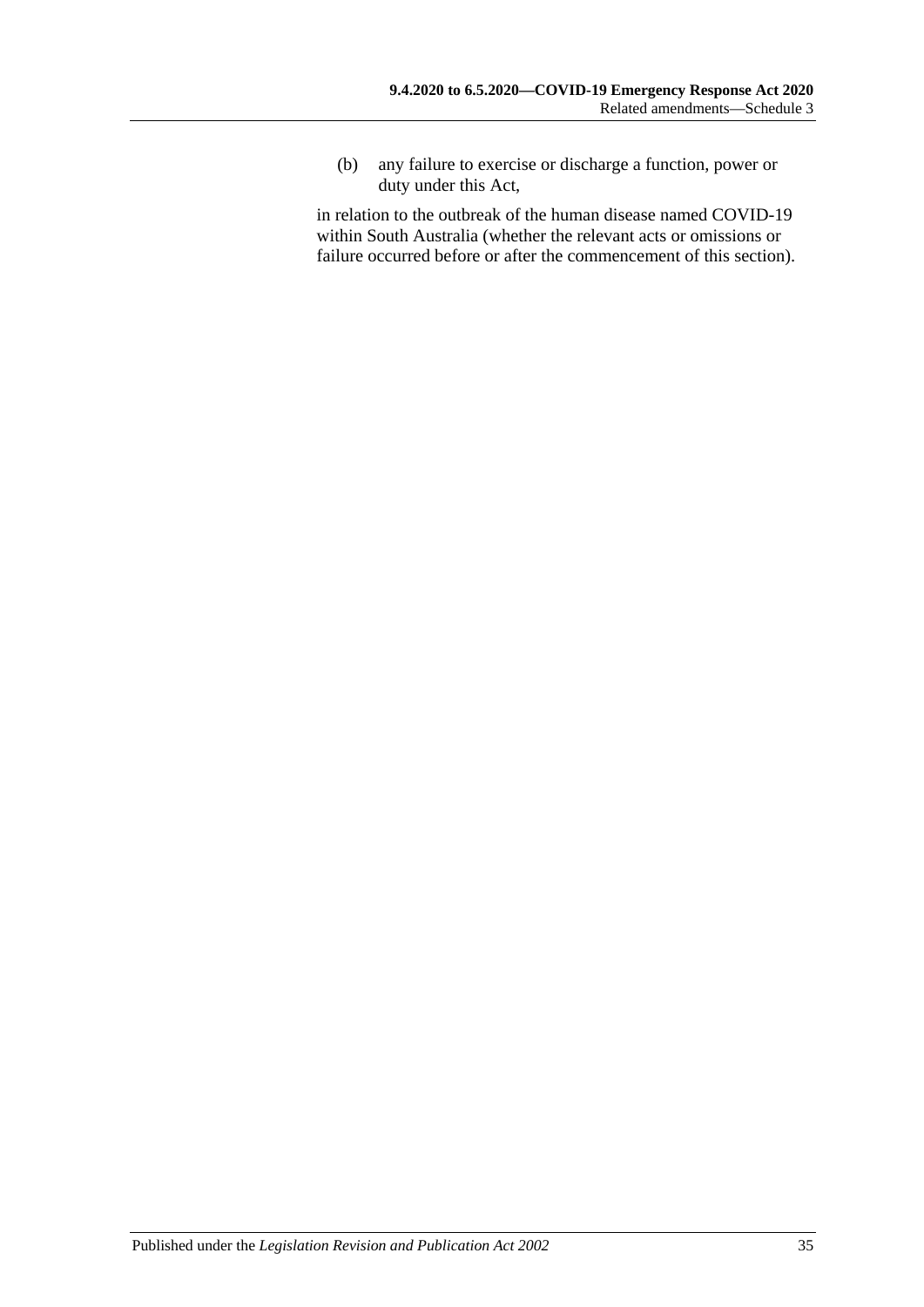(b) any failure to exercise or discharge a function, power or duty under this Act,

in relation to the outbreak of the human disease named COVID-19 within South Australia (whether the relevant acts or omissions or failure occurred before or after the commencement of this section).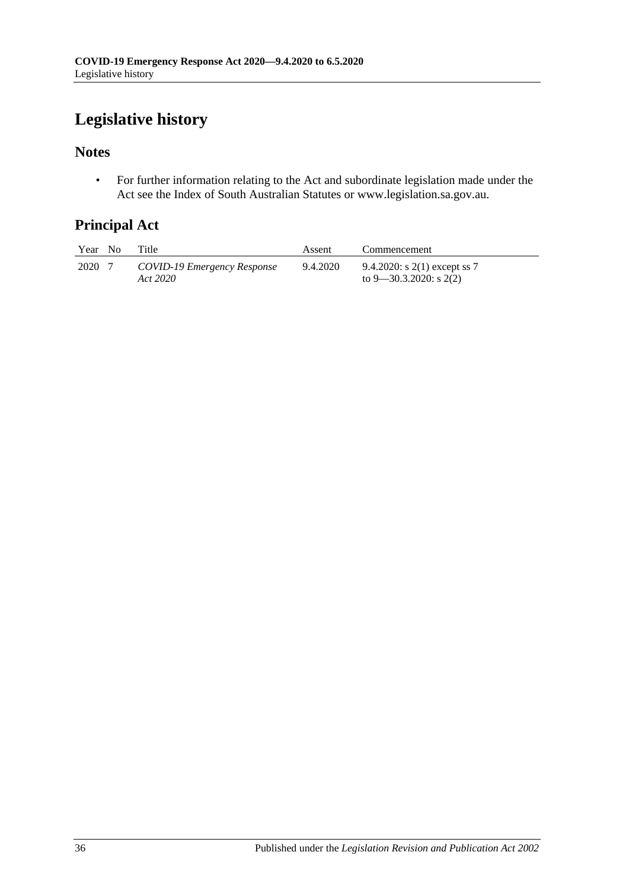# Legislative history

## Notes

- For further information relating to the Act and subordinate legislation made under the Act see the Index of South Australian Statutes or www.legislation.sa.gov.au.

## Principal Act

| Year | No | Title | Assent | Commencement |
| --- | --- | --- | --- | --- |
| 2020 | 7 | *COVID-19 Emergency Response Act 2020* | 9.4.2020 | 9.4.2020: s 2(1) except ss 7 to 9—30.3.2020: s 2(2) |